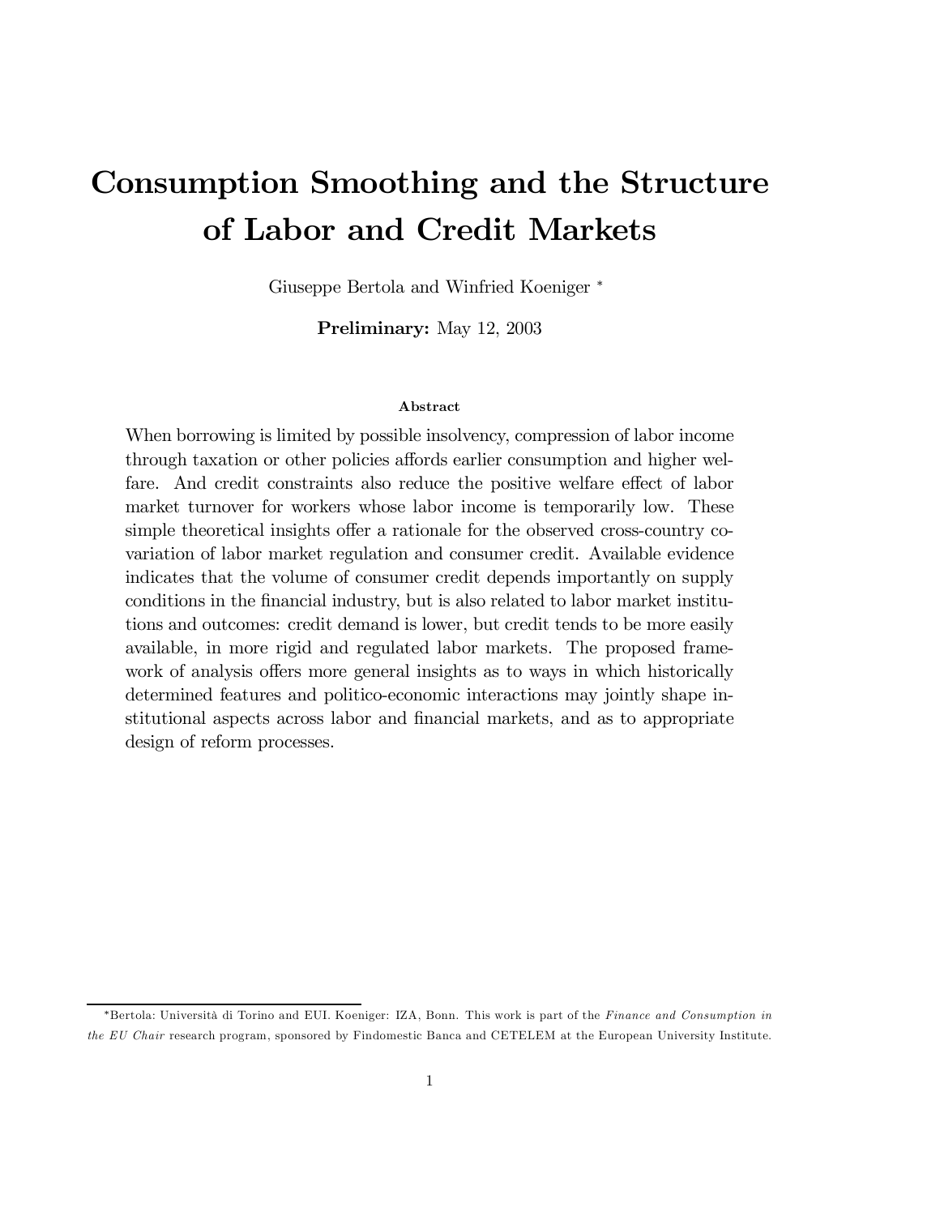# Consumption Smoothing and the Structure of Labor and Credit Markets

Giuseppe Bertola and Winfried Koeniger *

**Preliminary:** May 12, 2003

#### Abstract

When borrowing is limited by possible insolvency, compression of labor income through taxation or other policies affords earlier consumption and higher welfare. And credit constraints also reduce the positive welfare effect of labor market turnover for workers whose labor income is temporarily low. These simple theoretical insights offer a rationale for the observed cross-country covariation of labor market regulation and consumer credit. Available evidence indicates that the volume of consumer credit depends importantly on supply conditions in the financial industry, but is also related to labor market institutions and outcomes: credit demand is lower, but credit tends to be more easily available, in more rigid and regulated labor markets. The proposed framework of analysis offers more general insights as to ways in which historically determined features and politico-economic interactions may jointly shape institutional aspects across labor and financial markets, and as to appropriate design of reform processes.

---

*Bertola: Università di Torino and EUI. Koeniger: IZA, Bonn. This work is part of the *Finance and Consumption in the EU Chair* research program, sponsored by Findomestic Banca and CETELEM at the European University Institute.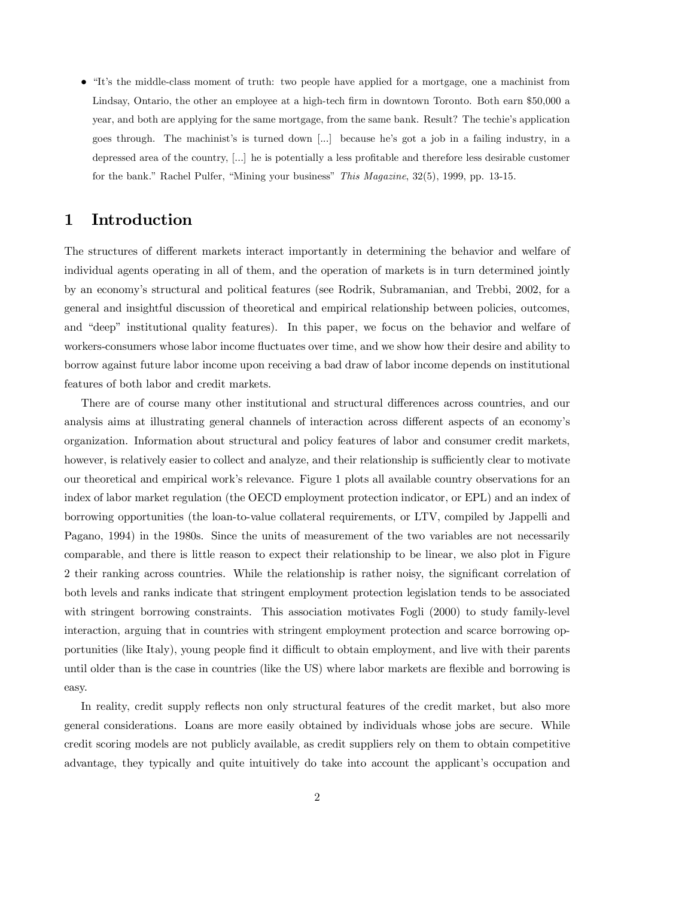- "It's the middle-class moment of truth: two people have applied for a mortgage, one a machinist from Lindsay, Ontario, the other an employee at a high-tech firm in downtown Toronto. Both earn $50,000 a year, and both are applying for the same mortgage, from the same bank. Result? The techie's application goes through. The machinist's is turned down [...] because he's got a job in a failing industry, in a depressed area of the country, [...] he is potentially a less profitable and therefore less desirable customer for the bank." Rachel Pulfer, "Mining your business" *This Magazine*, 32(5), 1999, pp. 13-15.

# 1 Introduction

The structures of different markets interact importantly in determining the behavior and welfare of individual agents operating in all of them, and the operation of markets is in turn determined jointly by an economy's structural and political features (see Rodrik, Subramanian, and Trebbi, 2002, for a general and insightful discussion of theoretical and empirical relationship between policies, outcomes, and "deep" institutional quality features). In this paper, we focus on the behavior and welfare of workers-consumers whose labor income fluctuates over time, and we show how their desire and ability to borrow against future labor income upon receiving a bad draw of labor income depends on institutional features of both labor and credit markets.

There are of course many other institutional and structural differences across countries, and our analysis aims at illustrating general channels of interaction across different aspects of an economy's organization. Information about structural and policy features of labor and consumer credit markets, however, is relatively easier to collect and analyze, and their relationship is sufficiently clear to motivate our theoretical and empirical work's relevance. Figure 1 plots all available country observations for an index of labor market regulation (the OECD employment protection indicator, or EPL) and an index of borrowing opportunities (the loan-to-value collateral requirements, or LTV, compiled by Jappelli and Pagano, 1994) in the 1980s. Since the units of measurement of the two variables are not necessarily comparable, and there is little reason to expect their relationship to be linear, we also plot in Figure 2 their ranking across countries. While the relationship is rather noisy, the significant correlation of both levels and ranks indicate that stringent employment protection legislation tends to be associated with stringent borrowing constraints. This association motivates Fogli (2000) to study family-level interaction, arguing that in countries with stringent employment protection and scarce borrowing opportunities (like Italy), young people find it difficult to obtain employment, and live with their parents until older than is the case in countries (like the US) where labor markets are flexible and borrowing is easy.

In reality, credit supply reflects non only structural features of the credit market, but also more general considerations. Loans are more easily obtained by individuals whose jobs are secure. While credit scoring models are not publicly available, as credit suppliers rely on them to obtain competitive advantage, they typically and quite intuitively do take into account the applicant's occupation and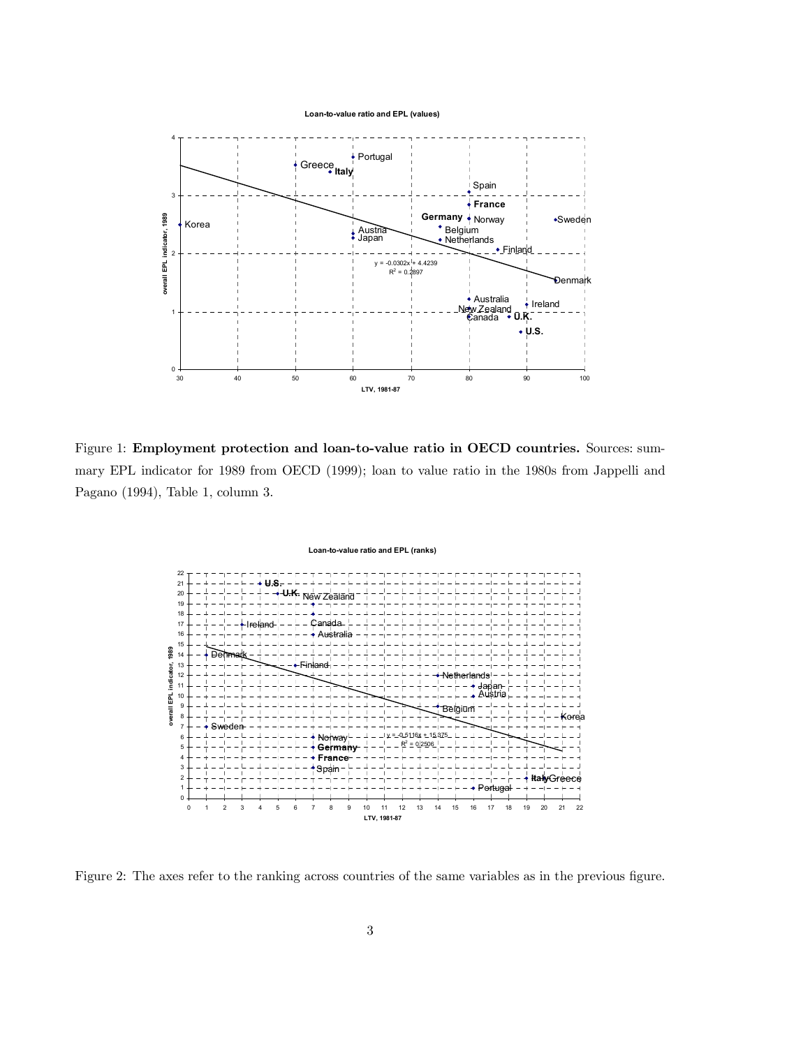Figure 1: **Employment protection and loan-to-value ratio in OECD countries.** Sources: summary EPL indicator for 1989 from OECD (1999); loan to value ratio in the 1980s from Jappelli and Pagano (1994), Table 1, column 3.

Figure 2: The axes refer to the ranking across countries of the same variables as in the previous figure.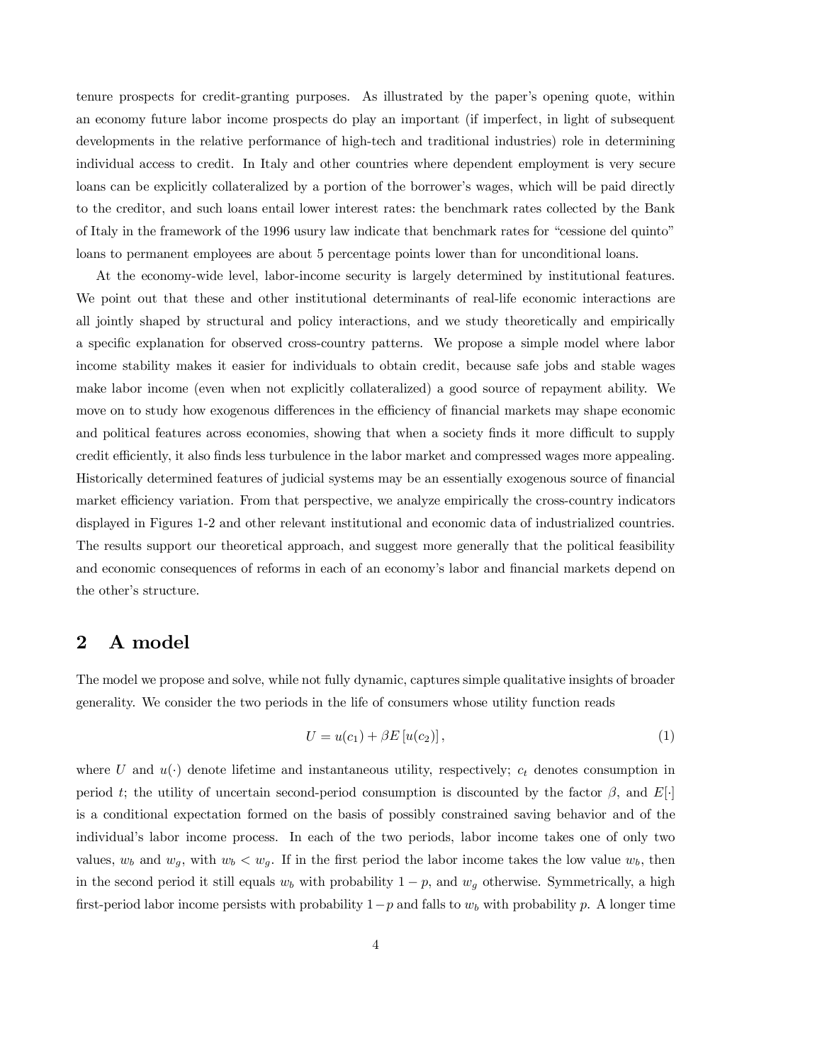tenure prospects for credit-granting purposes. As illustrated by the paper's opening quote, within an economy future labor income prospects do play an important (if imperfect, in light of subsequent developments in the relative performance of high-tech and traditional industries) role in determining individual access to credit. In Italy and other countries where dependent employment is very secure loans can be explicitly collateralized by a portion of the borrower's wages, which will be paid directly to the creditor, and such loans entail lower interest rates: the benchmark rates collected by the Bank of Italy in the framework of the 1996 usury law indicate that benchmark rates for "cessione del quinto" loans to permanent employees are about 5 percentage points lower than for unconditional loans.

At the economy-wide level, labor-income security is largely determined by institutional features. We point out that these and other institutional determinants of real-life economic interactions are all jointly shaped by structural and policy interactions, and we study theoretically and empirically a specific explanation for observed cross-country patterns. We propose a simple model where labor income stability makes it easier for individuals to obtain credit, because safe jobs and stable wages make labor income (even when not explicitly collateralized) a good source of repayment ability. We move on to study how exogenous differences in the efficiency of financial markets may shape economic and political features across economies, showing that when a society finds it more difficult to supply credit efficiently, it also finds less turbulence in the labor market and compressed wages more appealing. Historically determined features of judicial systems may be an essentially exogenous source of financial market efficiency variation. From that perspective, we analyze empirically the cross-country indicators displayed in Figures 1-2 and other relevant institutional and economic data of industrialized countries. The results support our theoretical approach, and suggest more generally that the political feasibility and economic consequences of reforms in each of an economy's labor and financial markets depend on the other's structure.

## 2 A model

The model we propose and solve, while not fully dynamic, captures simple qualitative insights of broader generality. We consider the two periods in the life of consumers whose utility function reads

$$U = u(c_1) + \beta E\left[u(c_2)\right], \tag{1}$$

where $U$ and $u(\cdot)$ denote lifetime and instantaneous utility, respectively; $c_t$ denotes consumption in period $t$; the utility of uncertain second-period consumption is discounted by the factor $\beta$, and $E[\cdot]$ is a conditional expectation formed on the basis of possibly constrained saving behavior and of the individual's labor income process. In each of the two periods, labor income takes one of only two values, $w_b$ and $w_g$, with $w_b < w_g$. If in the first period the labor income takes the low value $w_b$, then in the second period it still equals $w_b$ with probability $1 - p$, and $w_g$ otherwise. Symmetrically, a high first-period labor income persists with probability $1-p$ and falls to $w_b$ with probability $p$. A longer time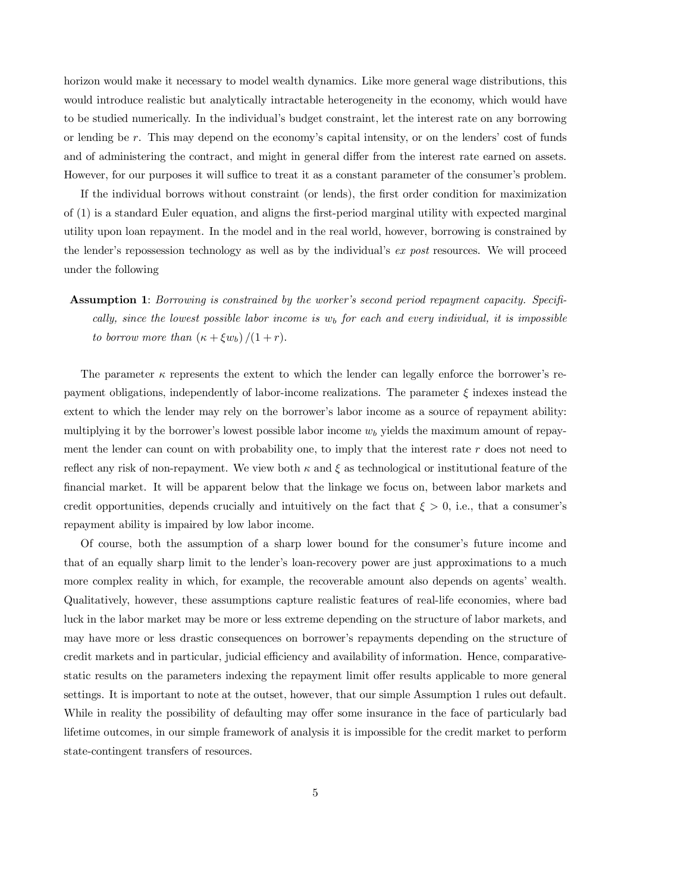horizon would make it necessary to model wealth dynamics. Like more general wage distributions, this would introduce realistic but analytically intractable heterogeneity in the economy, which would have to be studied numerically. In the individual's budget constraint, let the interest rate on any borrowing or lending be $r$. This may depend on the economy's capital intensity, or on the lenders' cost of funds and of administering the contract, and might in general differ from the interest rate earned on assets. However, for our purposes it will suffice to treat it as a constant parameter of the consumer's problem.

If the individual borrows without constraint (or lends), the first order condition for maximization of (1) is a standard Euler equation, and aligns the first-period marginal utility with expected marginal utility upon loan repayment. In the model and in the real world, however, borrowing is constrained by the lender's repossession technology as well as by the individual's *ex post* resources. We will proceed under the following

**Assumption 1**: *Borrowing is constrained by the worker's second period repayment capacity. Specifically, since the lowest possible labor income is $w_b$ for each and every individual, it is impossible to borrow more than $(\kappa + \xi w_b)/(1+r)$.*

The parameter $\kappa$ represents the extent to which the lender can legally enforce the borrower's repayment obligations, independently of labor-income realizations. The parameter $\xi$ indexes instead the extent to which the lender may rely on the borrower's labor income as a source of repayment ability: multiplying it by the borrower's lowest possible labor income $w_b$ yields the maximum amount of repayment the lender can count on with probability one, to imply that the interest rate $r$ does not need to reflect any risk of non-repayment. We view both $\kappa$ and $\xi$ as technological or institutional feature of the financial market. It will be apparent below that the linkage we focus on, between labor markets and credit opportunities, depends crucially and intuitively on the fact that $\xi > 0$, i.e., that a consumer's repayment ability is impaired by low labor income.

Of course, both the assumption of a sharp lower bound for the consumer's future income and that of an equally sharp limit to the lender's loan-recovery power are just approximations to a much more complex reality in which, for example, the recoverable amount also depends on agents' wealth. Qualitatively, however, these assumptions capture realistic features of real-life economies, where bad luck in the labor market may be more or less extreme depending on the structure of labor markets, and may have more or less drastic consequences on borrower's repayments depending on the structure of credit markets and in particular, judicial efficiency and availability of information. Hence, comparative-static results on the parameters indexing the repayment limit offer results applicable to more general settings. It is important to note at the outset, however, that our simple Assumption 1 rules out default. While in reality the possibility of defaulting may offer some insurance in the face of particularly bad lifetime outcomes, in our simple framework of analysis it is impossible for the credit market to perform state-contingent transfers of resources.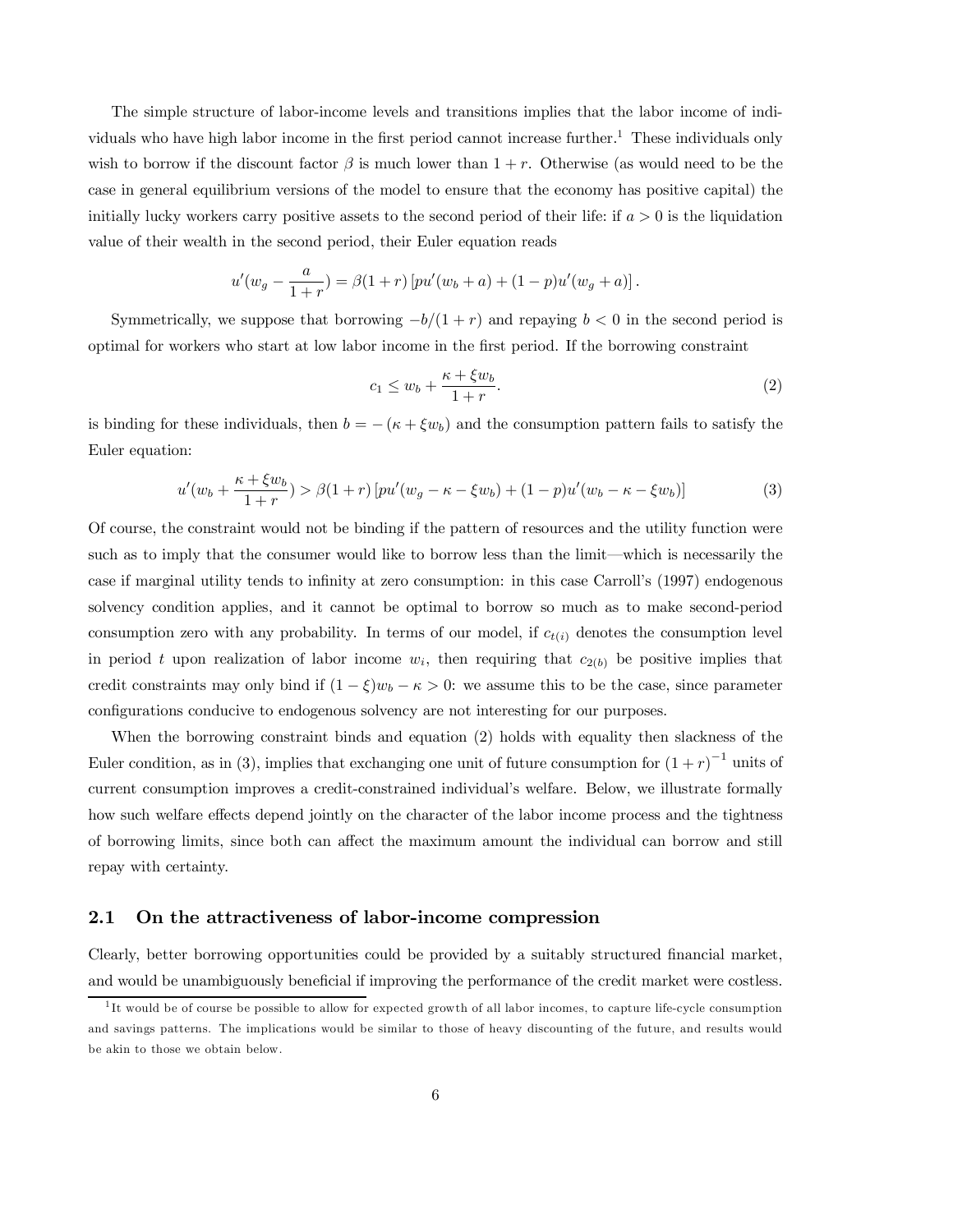The simple structure of labor-income levels and transitions implies that the labor income of individuals who have high labor income in the first period cannot increase further.[1] These individuals only wish to borrow if the discount factor $\beta$ is much lower than $1+r$. Otherwise (as would need to be the case in general equilibrium versions of the model to ensure that the economy has positive capital) the initially lucky workers carry positive assets to the second period of their life: if $a>0$ is the liquidation value of their wealth in the second period, their Euler equation reads

$$u'(w_g - \frac{a}{1+r}) = \beta(1+r)\left[pu'(w_b + a) + (1-p)u'(w_g + a)\right].$$

Symmetrically, we suppose that borrowing $-b/(1+r)$ and repaying $b<0$ in the second period is optimal for workers who start at low labor income in the first period. If the borrowing constraint

$$c_1 \leq w_b + \frac{\kappa + \xi w_b}{1+r}. \tag{2}$$

is binding for these individuals, then $b = -(\kappa + \xi w_b)$ and the consumption pattern fails to satisfy the Euler equation:

$$u'(w_b + \frac{\kappa + \xi w_b}{1+r}) > \beta(1+r)\left[pu'(w_g - \kappa - \xi w_b) + (1-p)u'(w_b - \kappa - \xi w_b)\right] \tag{3}$$

Of course, the constraint would not be binding if the pattern of resources and the utility function were such as to imply that the consumer would like to borrow less than the limit—which is necessarily the case if marginal utility tends to infinity at zero consumption: in this case Carroll's (1997) endogenous solvency condition applies, and it cannot be optimal to borrow so much as to make second-period consumption zero with any probability. In terms of our model, if $c_{t(i)}$ denotes the consumption level in period $t$ upon realization of labor income $w_i$, then requiring that $c_{2(b)}$ be positive implies that credit constraints may only bind if $(1-\xi)w_b - \kappa > 0$: we assume this to be the case, since parameter configurations conducive to endogenous solvency are not interesting for our purposes.

When the borrowing constraint binds and equation (2) holds with equality then slackness of the Euler condition, as in (3), implies that exchanging one unit of future consumption for $(1+r)^{-1}$ units of current consumption improves a credit-constrained individual's welfare. Below, we illustrate formally how such welfare effects depend jointly on the character of the labor income process and the tightness of borrowing limits, since both can affect the maximum amount the individual can borrow and still repay with certainty.

## 2.1 On the attractiveness of labor-income compression

Clearly, better borrowing opportunities could be provided by a suitably structured financial market, and would be unambiguously beneficial if improving the performance of the credit market were costless.

[1] It would be of course be possible to allow for expected growth of all labor incomes, to capture life-cycle consumption and savings patterns. The implications would be similar to those of heavy discounting of the future, and results would be akin to those we obtain below.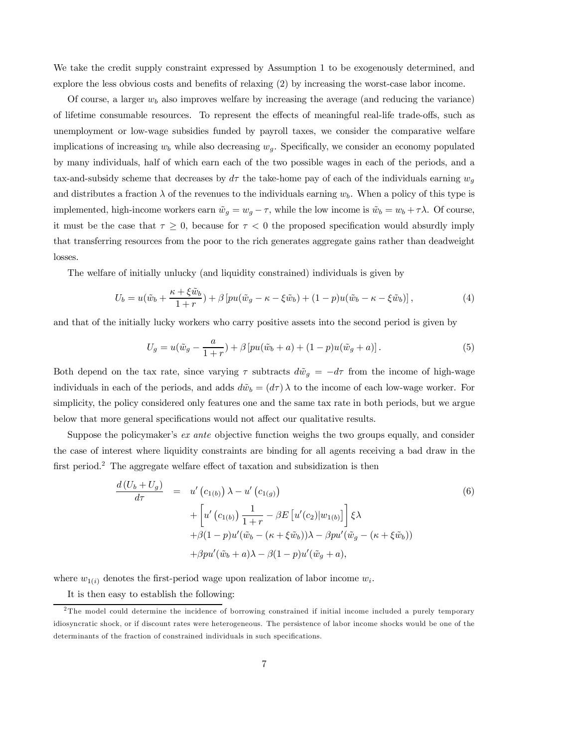We take the credit supply constraint expressed by Assumption 1 to be exogenously determined, and explore the less obvious costs and benefits of relaxing (2) by increasing the worst-case labor income.

Of course, a larger $w_b$ also improves welfare by increasing the average (and reducing the variance) of lifetime consumable resources. To represent the effects of meaningful real-life trade-offs, such as unemployment or low-wage subsidies funded by payroll taxes, we consider the comparative welfare implications of increasing $w_b$ while also decreasing $w_g$. Specifically, we consider an economy populated by many individuals, half of which earn each of the two possible wages in each of the periods, and a tax-and-subsidy scheme that decreases by $d\tau$ the take-home pay of each of the individuals earning $w_g$ and distributes a fraction $\lambda$ of the revenues to the individuals earning $w_b$. When a policy of this type is implemented, high-income workers earn $\tilde{w}_g = w_g - \tau$, while the low income is $\tilde{w}_b = w_b + \tau\lambda$. Of course, it must be the case that $\tau \geq 0$, because for $\tau < 0$ the proposed specification would absurdly imply that transferring resources from the poor to the rich generates aggregate gains rather than deadweight losses.

The welfare of initially unlucky (and liquidity constrained) individuals is given by

$$U_b = u(\tilde{w}_b + \frac{\kappa + \xi\tilde{w}_b}{1+r}) + \beta\left[pu(\tilde{w}_g - \kappa - \xi\tilde{w}_b) + (1-p)u(\tilde{w}_b - \kappa - \xi\tilde{w}_b)\right], \tag{4}$$

and that of the initially lucky workers who carry positive assets into the second period is given by

$$U_g = u(\tilde{w}_g - \frac{a}{1+r}) + \beta\left[pu(\tilde{w}_b + a) + (1-p)u(\tilde{w}_g + a)\right]. \tag{5}$$

Both depend on the tax rate, since varying $\tau$ subtracts $d\tilde{w}_g = -d\tau$ from the income of high-wage individuals in each of the periods, and adds $d\tilde{w}_b = (d\tau)\,\lambda$ to the income of each low-wage worker. For simplicity, the policy considered only features one and the same tax rate in both periods, but we argue below that more general specifications would not affect our qualitative results.

Suppose the policymaker's *ex ante* objective function weighs the two groups equally, and consider the case of interest where liquidity constraints are binding for all agents receiving a bad draw in the first period.[2] The aggregate welfare effect of taxation and subsidization is then

$$\begin{aligned}
\frac{d\left(U_b + U_g\right)}{d\tau} \quad &= \quad u'\left(c_{1(b)}\right)\lambda - u'\left(c_{1(g)}\right) \\
&\quad + \left[u'\left(c_{1(b)}\right)\frac{1}{1+r} - \beta E\left[u'(c_2)|w_{1(b)}\right]\right]\xi\lambda \\
&\quad + \beta(1-p)u'(\tilde{w}_b - (\kappa + \xi\tilde{w}_b))\lambda - \beta p u'(\tilde{w}_g - (\kappa + \xi\tilde{w}_b)) \\
&\quad + \beta p u'(\tilde{w}_b + a)\lambda - \beta(1-p)u'(\tilde{w}_g + a),
\end{aligned} \tag{6}$$

where $w_{1(i)}$ denotes the first-period wage upon realization of labor income $w_i$.

It is then easy to establish the following:

---

[2] The model could determine the incidence of borrowing constrained if initial income included a purely temporary idiosyncratic shock, or if discount rates were heterogeneous. The persistence of labor income shocks would be one of the determinants of the fraction of constrained individuals in such specifications.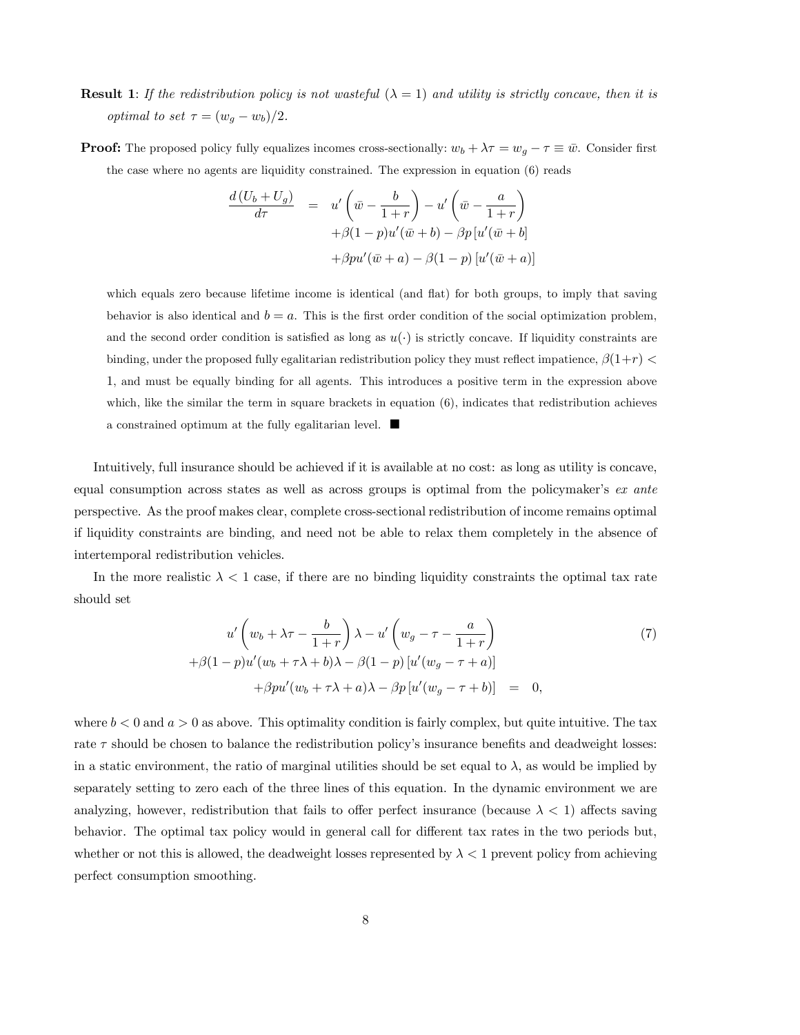**Result 1**: *If the redistribution policy is not wasteful ($\lambda = 1$) and utility is strictly concave, then it is optimal to set $\tau = (w_g - w_b)/2$.*

**Proof:** The proposed policy fully equalizes incomes cross-sectionally: $w_b + \lambda\tau = w_g - \tau \equiv \bar{w}$. Consider first the case where no agents are liquidity constrained. The expression in equation (6) reads

$$
\begin{aligned}
\frac{d\left(U_b + U_g\right)}{d\tau} \quad = \quad & u'\left(\bar{w} - \frac{b}{1+r}\right) - u'\left(\bar{w} - \frac{a}{1+r}\right) \\
& + \beta(1-p)u'(\bar{w} + b) - \beta p\left[u'(\bar{w} + b\right] \\
& + \beta p u'(\bar{w} + a) - \beta(1-p)\left[u'(\bar{w} + a)\right]
\end{aligned}
$$

which equals zero because lifetime income is identical (and flat) for both groups, to imply that saving behavior is also identical and $b = a$. This is the first order condition of the social optimization problem, and the second order condition is satisfied as long as $u(\cdot)$ is strictly concave. If liquidity constraints are binding, under the proposed fully egalitarian redistribution policy they must reflect impatience, $\beta(1+r) < 1$, and must be equally binding for all agents. This introduces a positive term in the expression above which, like the similar the term in square brackets in equation (6), indicates that redistribution achieves a constrained optimum at the fully egalitarian level. ■

Intuitively, full insurance should be achieved if it is available at no cost: as long as utility is concave, equal consumption across states as well as across groups is optimal from the policymaker's *ex ante* perspective. As the proof makes clear, complete cross-sectional redistribution of income remains optimal if liquidity constraints are binding, and need not be able to relax them completely in the absence of intertemporal redistribution vehicles.

In the more realistic $\lambda < 1$ case, if there are no binding liquidity constraints the optimal tax rate should set

$$
\begin{aligned}
& u'\left(w_b + \lambda\tau - \frac{b}{1+r}\right)\lambda - u'\left(w_g - \tau - \frac{a}{1+r}\right) \\
& + \beta(1-p)u'(w_b + \tau\lambda + b)\lambda - \beta(1-p)\left[u'(w_g - \tau + a)\right] \\
& \qquad + \beta p u'(w_b + \tau\lambda + a)\lambda - \beta p\left[u'(w_g - \tau + b)\right] \quad = \quad 0,
\end{aligned}
\tag{7}
$$

where $b < 0$ and $a > 0$ as above. This optimality condition is fairly complex, but quite intuitive. The tax rate $\tau$ should be chosen to balance the redistribution policy's insurance benefits and deadweight losses: in a static environment, the ratio of marginal utilities should be set equal to $\lambda$, as would be implied by separately setting to zero each of the three lines of this equation. In the dynamic environment we are analyzing, however, redistribution that fails to offer perfect insurance (because $\lambda < 1$) affects saving behavior. The optimal tax policy would in general call for different tax rates in the two periods but, whether or not this is allowed, the deadweight losses represented by $\lambda < 1$ prevent policy from achieving perfect consumption smoothing.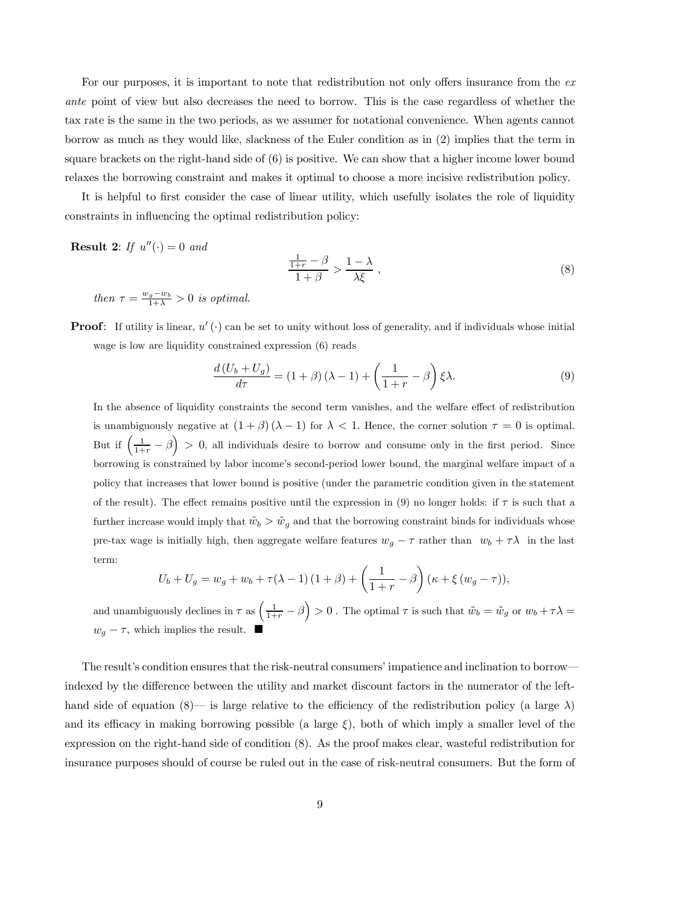For our purposes, it is important to note that redistribution not only offers insurance from the *ex ante* point of view but also decreases the need to borrow. This is the case regardless of whether the tax rate is the same in the two periods, as we assumer for notational convenience. When agents cannot borrow as much as they would like, slackness of the Euler condition as in (2) implies that the term in square brackets on the right-hand side of (6) is positive. We can show that a higher income lower bound relaxes the borrowing constraint and makes it optimal to choose a more incisive redistribution policy.

It is helpful to first consider the case of linear utility, which usefully isolates the role of liquidity constraints in influencing the optimal redistribution policy:

**Result 2**: *If* $u''(\cdot) = 0$ *and*

$$\frac{\frac{1}{1+r} - \beta}{1+\beta} > \frac{1-\lambda}{\lambda\xi}\ , \tag{8}$$

*then* $\tau = \frac{w_g - w_b}{1+\lambda} > 0$ *is optimal.*

**Proof**: If utility is linear, $u'(\cdot)$ can be set to unity without loss of generality, and if individuals whose initial wage is low are liquidity constrained expression (6) reads

$$\frac{d\left(U_b + U_g\right)}{d\tau} = (1+\beta)(\lambda - 1) + \left(\frac{1}{1+r} - \beta\right)\xi\lambda. \tag{9}$$

In the absence of liquidity constraints the second term vanishes, and the welfare effect of redistribution is unambiguously negative at $(1+\beta)(\lambda-1)$ for $\lambda < 1$. Hence, the corner solution $\tau = 0$ is optimal. But if $\left(\frac{1}{1+r} - \beta\right) > 0$, all individuals desire to borrow and consume only in the first period. Since borrowing is constrained by labor income's second-period lower bound, the marginal welfare impact of a policy that increases that lower bound is positive (under the parametric condition given in the statement of the result). The effect remains positive until the expression in (9) no longer holds: if $\tau$ is such that a further increase would imply that $\tilde{w}_b > \tilde{w}_g$ and that the borrowing constraint binds for individuals whose pre-tax wage is initially high, then aggregate welfare features $w_g - \tau$ rather than $w_b + \tau\lambda$ in the last term:

$$U_b + U_g = w_g + w_b + \tau(\lambda - 1)(1+\beta) + \left(\frac{1}{1+r} - \beta\right)(\kappa + \xi(w_g - \tau)),$$

and unambiguously declines in $\tau$ as $\left(\frac{1}{1+r} - \beta\right) > 0$ . The optimal $\tau$ is such that $\tilde{w}_b = \tilde{w}_g$ or $w_b + \tau\lambda = w_g - \tau$, which implies the result. ■

The result's condition ensures that the risk-neutral consumers' impatience and inclination to borrow—indexed by the difference between the utility and market discount factors in the numerator of the left-hand side of equation (8)— is large relative to the efficiency of the redistribution policy (a large $\lambda$) and its efficacy in making borrowing possible (a large $\xi$), both of which imply a smaller level of the expression on the right-hand side of condition (8). As the proof makes clear, wasteful redistribution for insurance purposes should of course be ruled out in the case of risk-neutral consumers. But the form of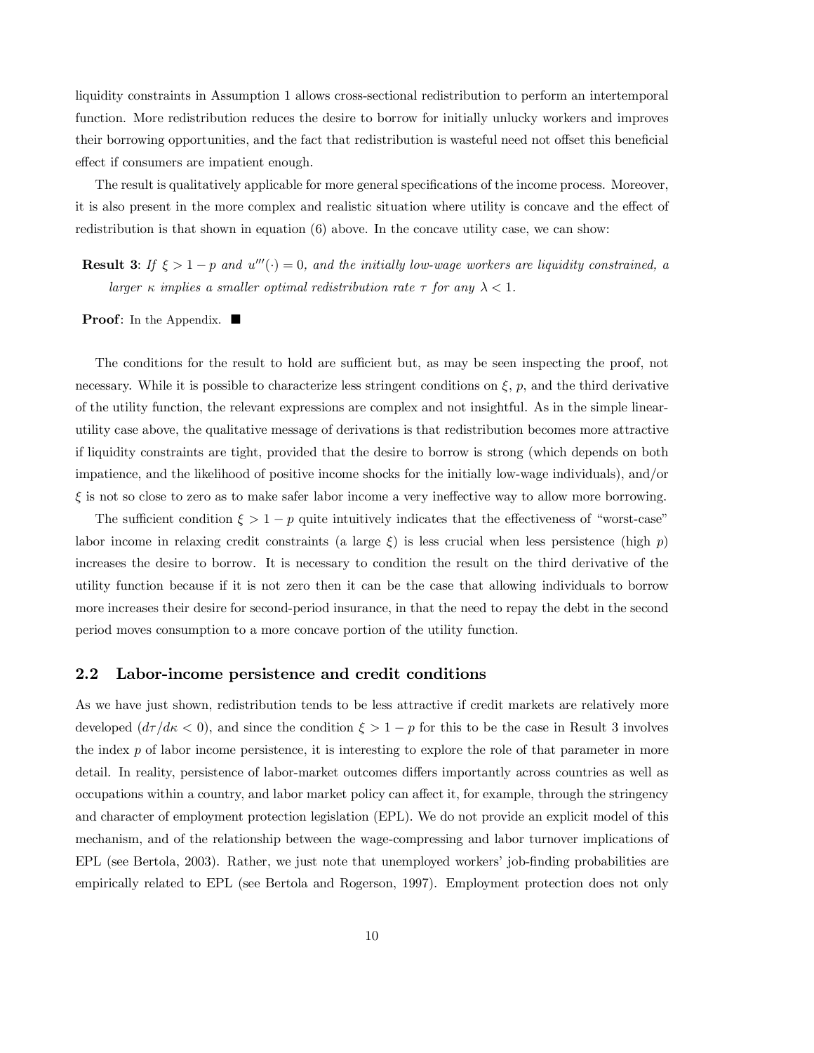liquidity constraints in Assumption 1 allows cross-sectional redistribution to perform an intertemporal function. More redistribution reduces the desire to borrow for initially unlucky workers and improves their borrowing opportunities, and the fact that redistribution is wasteful need not offset this beneficial effect if consumers are impatient enough.

The result is qualitatively applicable for more general specifications of the income process. Moreover, it is also present in the more complex and realistic situation where utility is concave and the effect of redistribution is that shown in equation (6) above. In the concave utility case, we can show:

**Result 3**: *If $\xi > 1 - p$ and $u'''(\cdot) = 0$, and the initially low-wage workers are liquidity constrained, a larger $\kappa$ implies a smaller optimal redistribution rate $\tau$ for any $\lambda < 1$.*

**Proof**: In the Appendix. ■

The conditions for the result to hold are sufficient but, as may be seen inspecting the proof, not necessary. While it is possible to characterize less stringent conditions on $\xi$, $p$, and the third derivative of the utility function, the relevant expressions are complex and not insightful. As in the simple linear-utility case above, the qualitative message of derivations is that redistribution becomes more attractive if liquidity constraints are tight, provided that the desire to borrow is strong (which depends on both impatience, and the likelihood of positive income shocks for the initially low-wage individuals), and/or $\xi$ is not so close to zero as to make safer labor income a very ineffective way to allow more borrowing.

The sufficient condition $\xi > 1 - p$ quite intuitively indicates that the effectiveness of "worst-case" labor income in relaxing credit constraints (a large $\xi$) is less crucial when less persistence (high $p$) increases the desire to borrow. It is necessary to condition the result on the third derivative of the utility function because if it is not zero then it can be the case that allowing individuals to borrow more increases their desire for second-period insurance, in that the need to repay the debt in the second period moves consumption to a more concave portion of the utility function.

## 2.2 Labor-income persistence and credit conditions

As we have just shown, redistribution tends to be less attractive if credit markets are relatively more developed ($d\tau/d\kappa < 0$), and since the condition $\xi > 1 - p$ for this to be the case in Result 3 involves the index $p$ of labor income persistence, it is interesting to explore the role of that parameter in more detail. In reality, persistence of labor-market outcomes differs importantly across countries as well as occupations within a country, and labor market policy can affect it, for example, through the stringency and character of employment protection legislation (EPL). We do not provide an explicit model of this mechanism, and of the relationship between the wage-compressing and labor turnover implications of EPL (see Bertola, 2003). Rather, we just note that unemployed workers' job-finding probabilities are empirically related to EPL (see Bertola and Rogerson, 1997). Employment protection does not only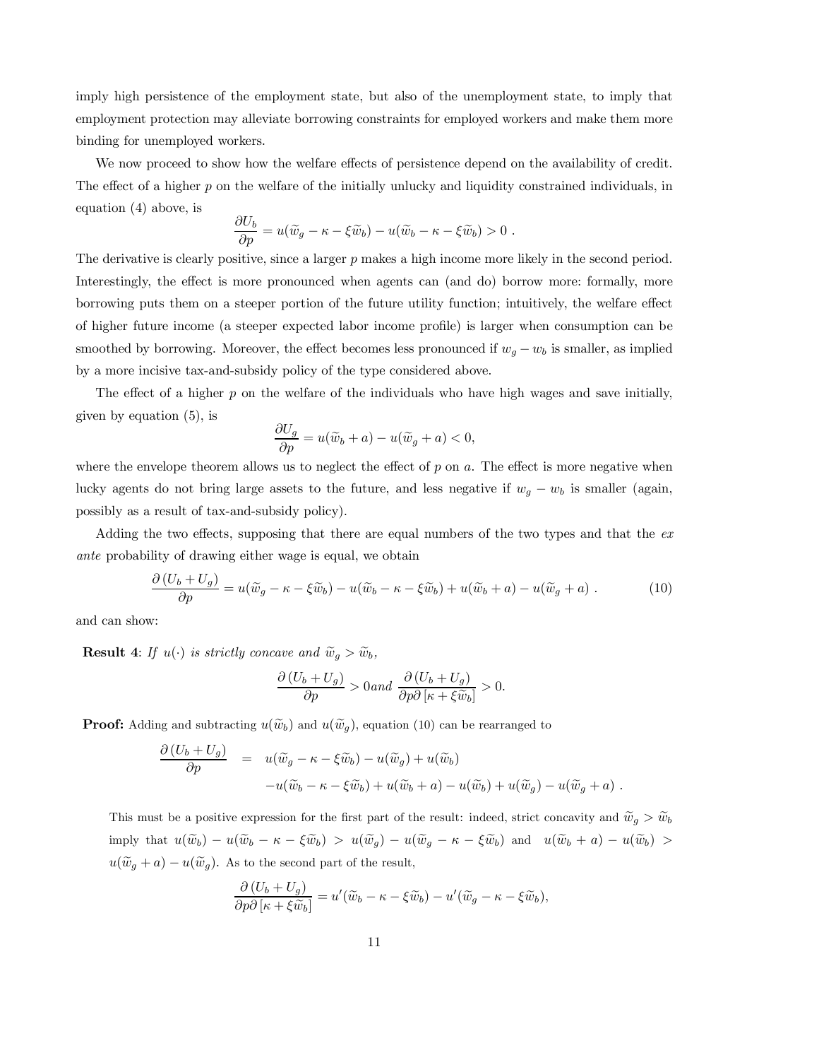imply high persistence of the employment state, but also of the unemployment state, to imply that employment protection may alleviate borrowing constraints for employed workers and make them more binding for unemployed workers.

We now proceed to show how the welfare effects of persistence depend on the availability of credit. The effect of a higher $p$ on the welfare of the initially unlucky and liquidity constrained individuals, in equation (4) above, is

$$\frac{\partial U_b}{\partial p} = u(\widetilde{w}_g - \kappa - \xi \widetilde{w}_b) - u(\widetilde{w}_b - \kappa - \xi \widetilde{w}_b) > 0 \ .$$

The derivative is clearly positive, since a larger $p$ makes a high income more likely in the second period. Interestingly, the effect is more pronounced when agents can (and do) borrow more: formally, more borrowing puts them on a steeper portion of the future utility function; intuitively, the welfare effect of higher future income (a steeper expected labor income profile) is larger when consumption can be smoothed by borrowing. Moreover, the effect becomes less pronounced if $w_g - w_b$ is smaller, as implied by a more incisive tax-and-subsidy policy of the type considered above.

The effect of a higher $p$ on the welfare of the individuals who have high wages and save initially, given by equation (5), is

$$\frac{\partial U_g}{\partial p} = u(\widetilde{w}_b + a) - u(\widetilde{w}_g + a) < 0,$$

where the envelope theorem allows us to neglect the effect of $p$ on $a$. The effect is more negative when lucky agents do not bring large assets to the future, and less negative if $w_g - w_b$ is smaller (again, possibly as a result of tax-and-subsidy policy).

Adding the two effects, supposing that there are equal numbers of the two types and that the *ex ante* probability of drawing either wage is equal, we obtain

$$\frac{\partial \left(U_b + U_g\right)}{\partial p} = u(\widetilde{w}_g - \kappa - \xi \widetilde{w}_b) - u(\widetilde{w}_b - \kappa - \xi \widetilde{w}_b) + u(\widetilde{w}_b + a) - u(\widetilde{w}_g + a) \ . \tag{10}$$

and can show:

**Result 4**: *If $u(\cdot)$ is strictly concave and $\widetilde{w}_g > \widetilde{w}_b$,*

$$\frac{\partial \left(U_b + U_g\right)}{\partial p} > 0 \text{and } \frac{\partial \left(U_b + U_g\right)}{\partial p \partial \left[\kappa + \xi \widetilde{w}_b\right]} > 0.$$

**Proof:** Adding and subtracting $u(\widetilde{w}_b)$ and $u(\widetilde{w}_g)$, equation (10) can be rearranged to

$$\begin{aligned}
\frac{\partial \left(U_b + U_g\right)}{\partial p} &= u(\widetilde{w}_g - \kappa - \xi \widetilde{w}_b) - u(\widetilde{w}_g) + u(\widetilde{w}_b) \\
&\quad - u(\widetilde{w}_b - \kappa - \xi \widetilde{w}_b) + u(\widetilde{w}_b + a) - u(\widetilde{w}_b) + u(\widetilde{w}_g) - u(\widetilde{w}_g + a) \ .
\end{aligned}$$

This must be a positive expression for the first part of the result: indeed, strict concavity and $\widetilde{w}_g > \widetilde{w}_b$ imply that $u(\widetilde{w}_b) - u(\widetilde{w}_b - \kappa - \xi \widetilde{w}_b) > u(\widetilde{w}_g) - u(\widetilde{w}_g - \kappa - \xi \widetilde{w}_b)$ and $u(\widetilde{w}_b + a) - u(\widetilde{w}_b) > u(\widetilde{w}_g + a) - u(\widetilde{w}_g)$. As to the second part of the result,

$$\frac{\partial \left(U_b + U_g\right)}{\partial p \partial \left[\kappa + \xi \widetilde{w}_b\right]} = u'(\widetilde{w}_b - \kappa - \xi \widetilde{w}_b) - u'(\widetilde{w}_g - \kappa - \xi \widetilde{w}_b),$$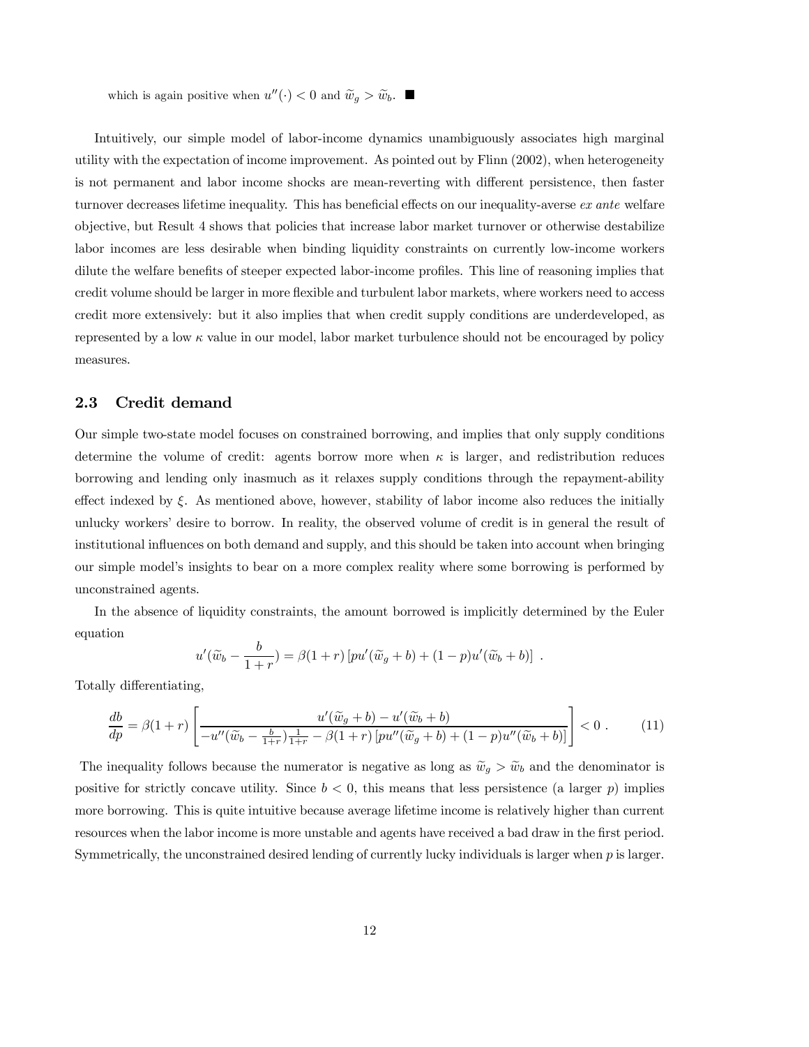which is again positive when $u''(\cdot) < 0$ and $\widetilde{w}_g > \widetilde{w}_b$. ■

Intuitively, our simple model of labor-income dynamics unambiguously associates high marginal utility with the expectation of income improvement. As pointed out by Flinn (2002), when heterogeneity is not permanent and labor income shocks are mean-reverting with different persistence, then faster turnover decreases lifetime inequality. This has beneficial effects on our inequality-averse *ex ante* welfare objective, but Result 4 shows that policies that increase labor market turnover or otherwise destabilize labor incomes are less desirable when binding liquidity constraints on currently low-income workers dilute the welfare benefits of steeper expected labor-income profiles. This line of reasoning implies that credit volume should be larger in more flexible and turbulent labor markets, where workers need to access credit more extensively: but it also implies that when credit supply conditions are underdeveloped, as represented by a low $\kappa$ value in our model, labor market turbulence should not be encouraged by policy measures.

## 2.3 Credit demand

Our simple two-state model focuses on constrained borrowing, and implies that only supply conditions determine the volume of credit: agents borrow more when $\kappa$ is larger, and redistribution reduces borrowing and lending only inasmuch as it relaxes supply conditions through the repayment-ability effect indexed by $\xi$. As mentioned above, however, stability of labor income also reduces the initially unlucky workers' desire to borrow. In reality, the observed volume of credit is in general the result of institutional influences on both demand and supply, and this should be taken into account when bringing our simple model's insights to bear on a more complex reality where some borrowing is performed by unconstrained agents.

In the absence of liquidity constraints, the amount borrowed is implicitly determined by the Euler equation

$$u'(\widetilde{w}_b - \frac{b}{1+r}) = \beta(1+r)\left[pu'(\widetilde{w}_g + b) + (1-p)u'(\widetilde{w}_b + b)\right] .$$

Totally differentiating,

$$\frac{db}{dp} = \beta(1+r)\left[\frac{u'(\widetilde{w}_g + b) - u'(\widetilde{w}_b + b)}{-u''(\widetilde{w}_b - \frac{b}{1+r})\frac{1}{1+r} - \beta(1+r)\left[pu''(\widetilde{w}_g + b) + (1-p)u''(\widetilde{w}_b + b)\right]}\right] < 0 . \tag{11}$$

The inequality follows because the numerator is negative as long as $\widetilde{w}_g > \widetilde{w}_b$ and the denominator is positive for strictly concave utility. Since $b < 0$, this means that less persistence (a larger $p$) implies more borrowing. This is quite intuitive because average lifetime income is relatively higher than current resources when the labor income is more unstable and agents have received a bad draw in the first period. Symmetrically, the unconstrained desired lending of currently lucky individuals is larger when $p$ is larger.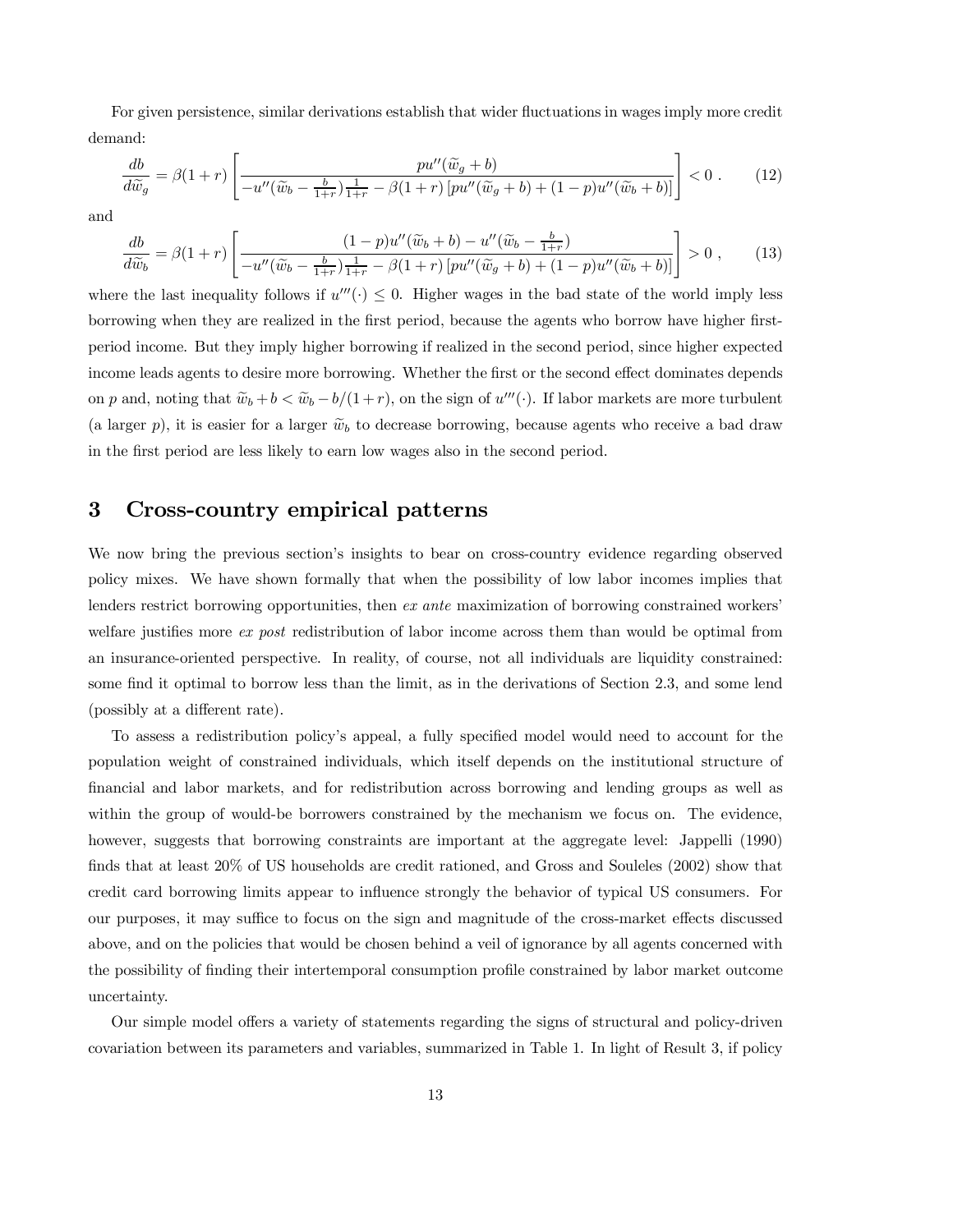For given persistence, similar derivations establish that wider fluctuations in wages imply more credit demand:

$$\frac{db}{d\widetilde{w}_g} = \beta(1+r)\left[\frac{pu''(\widetilde{w}_g + b)}{-u''(\widetilde{w}_b - \frac{b}{1+r})\frac{1}{1+r} - \beta(1+r)\left[pu''(\widetilde{w}_g + b) + (1-p)u''(\widetilde{w}_b + b)\right]}\right] < 0 \; . \tag{12}$$

and

$$\frac{db}{d\widetilde{w}_b} = \beta(1+r)\left[\frac{(1-p)u''(\widetilde{w}_b + b) - u''(\widetilde{w}_b - \frac{b}{1+r})}{-u''(\widetilde{w}_b - \frac{b}{1+r})\frac{1}{1+r} - \beta(1+r)\left[pu''(\widetilde{w}_g + b) + (1-p)u''(\widetilde{w}_b + b)\right]}\right] > 0 \; , \tag{13}$$

where the last inequality follows if $u'''(\cdot) \leq 0$. Higher wages in the bad state of the world imply less borrowing when they are realized in the first period, because the agents who borrow have higher first-period income. But they imply higher borrowing if realized in the second period, since higher expected income leads agents to desire more borrowing. Whether the first or the second effect dominates depends on $p$ and, noting that $\widetilde{w}_b + b < \widetilde{w}_b - b/(1+r)$, on the sign of $u'''(\cdot)$. If labor markets are more turbulent (a larger $p$), it is easier for a larger $\widetilde{w}_b$ to decrease borrowing, because agents who receive a bad draw in the first period are less likely to earn low wages also in the second period.

# 3 Cross-country empirical patterns

We now bring the previous section's insights to bear on cross-country evidence regarding observed policy mixes. We have shown formally that when the possibility of low labor incomes implies that lenders restrict borrowing opportunities, then *ex ante* maximization of borrowing constrained workers' welfare justifies more *ex post* redistribution of labor income across them than would be optimal from an insurance-oriented perspective. In reality, of course, not all individuals are liquidity constrained: some find it optimal to borrow less than the limit, as in the derivations of Section 2.3, and some lend (possibly at a different rate).

To assess a redistribution policy's appeal, a fully specified model would need to account for the population weight of constrained individuals, which itself depends on the institutional structure of financial and labor markets, and for redistribution across borrowing and lending groups as well as within the group of would-be borrowers constrained by the mechanism we focus on. The evidence, however, suggests that borrowing constraints are important at the aggregate level: Jappelli (1990) finds that at least 20% of US households are credit rationed, and Gross and Souleles (2002) show that credit card borrowing limits appear to influence strongly the behavior of typical US consumers. For our purposes, it may suffice to focus on the sign and magnitude of the cross-market effects discussed above, and on the policies that would be chosen behind a veil of ignorance by all agents concerned with the possibility of finding their intertemporal consumption profile constrained by labor market outcome uncertainty.

Our simple model offers a variety of statements regarding the signs of structural and policy-driven covariation between its parameters and variables, summarized in Table 1. In light of Result 3, if policy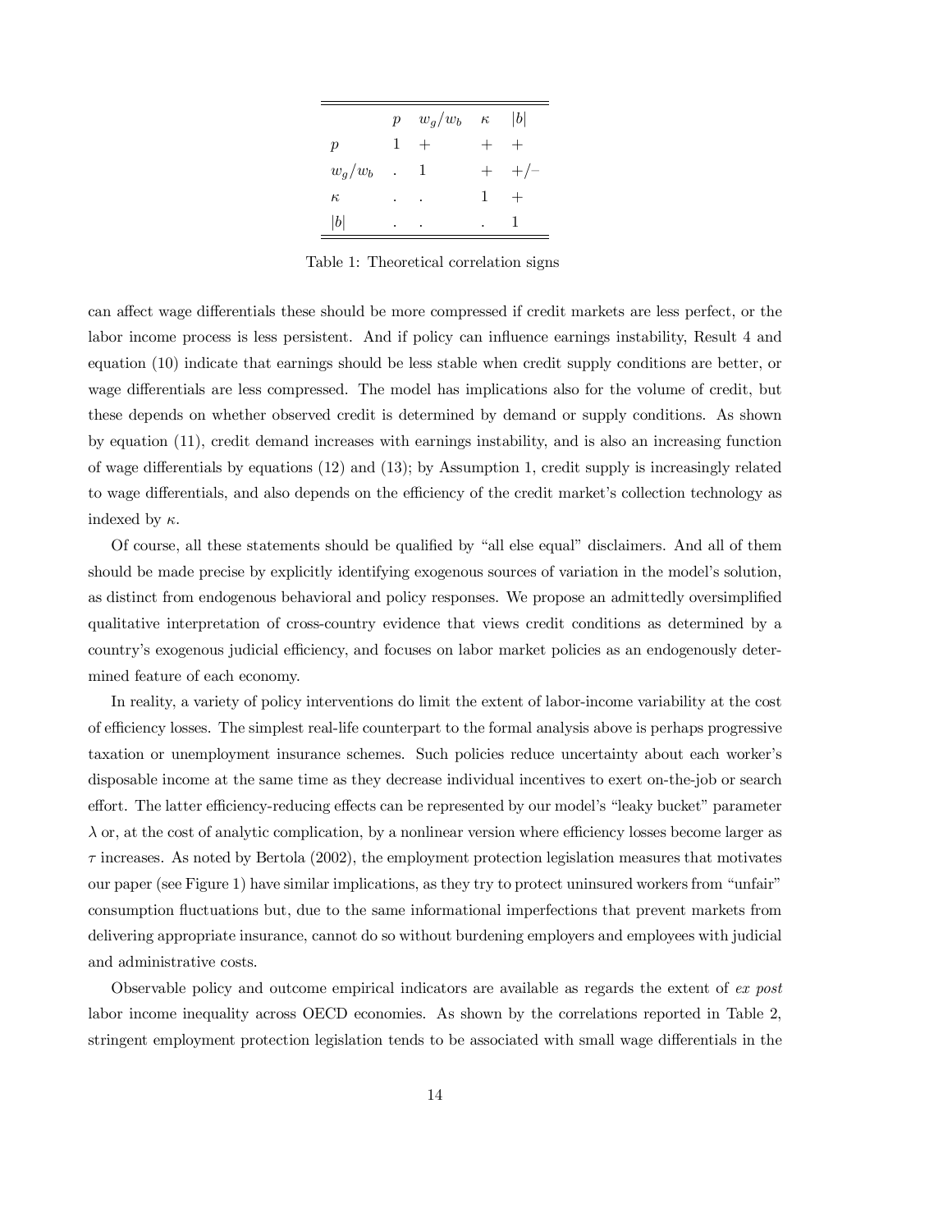|  | $p$ | $w_g/w_b$ | $\kappa$ | $\lvert b \rvert$ |
|---|---|---|---|---|
| $p$ | 1 | + | + | + |
| $w_g/w_b$ | . | 1 | + | +/− |
| $\kappa$ | . | . | 1 | + |
| $\lvert b \rvert$ | . | . | . | 1 |

Table 1: Theoretical correlation signs

can affect wage differentials these should be more compressed if credit markets are less perfect, or the labor income process is less persistent. And if policy can influence earnings instability, Result 4 and equation (10) indicate that earnings should be less stable when credit supply conditions are better, or wage differentials are less compressed. The model has implications also for the volume of credit, but these depends on whether observed credit is determined by demand or supply conditions. As shown by equation (11), credit demand increases with earnings instability, and is also an increasing function of wage differentials by equations (12) and (13); by Assumption 1, credit supply is increasingly related to wage differentials, and also depends on the efficiency of the credit market's collection technology as indexed by $\kappa$.

Of course, all these statements should be qualified by "all else equal" disclaimers. And all of them should be made precise by explicitly identifying exogenous sources of variation in the model's solution, as distinct from endogenous behavioral and policy responses. We propose an admittedly oversimplified qualitative interpretation of cross-country evidence that views credit conditions as determined by a country's exogenous judicial efficiency, and focuses on labor market policies as an endogenously determined feature of each economy.

In reality, a variety of policy interventions do limit the extent of labor-income variability at the cost of efficiency losses. The simplest real-life counterpart to the formal analysis above is perhaps progressive taxation or unemployment insurance schemes. Such policies reduce uncertainty about each worker's disposable income at the same time as they decrease individual incentives to exert on-the-job or search effort. The latter efficiency-reducing effects can be represented by our model's "leaky bucket" parameter $\lambda$ or, at the cost of analytic complication, by a nonlinear version where efficiency losses become larger as $\tau$ increases. As noted by Bertola (2002), the employment protection legislation measures that motivates our paper (see Figure 1) have similar implications, as they try to protect uninsured workers from "unfair" consumption fluctuations but, due to the same informational imperfections that prevent markets from delivering appropriate insurance, cannot do so without burdening employers and employees with judicial and administrative costs.

Observable policy and outcome empirical indicators are available as regards the extent of *ex post* labor income inequality across OECD economies. As shown by the correlations reported in Table 2, stringent employment protection legislation tends to be associated with small wage differentials in the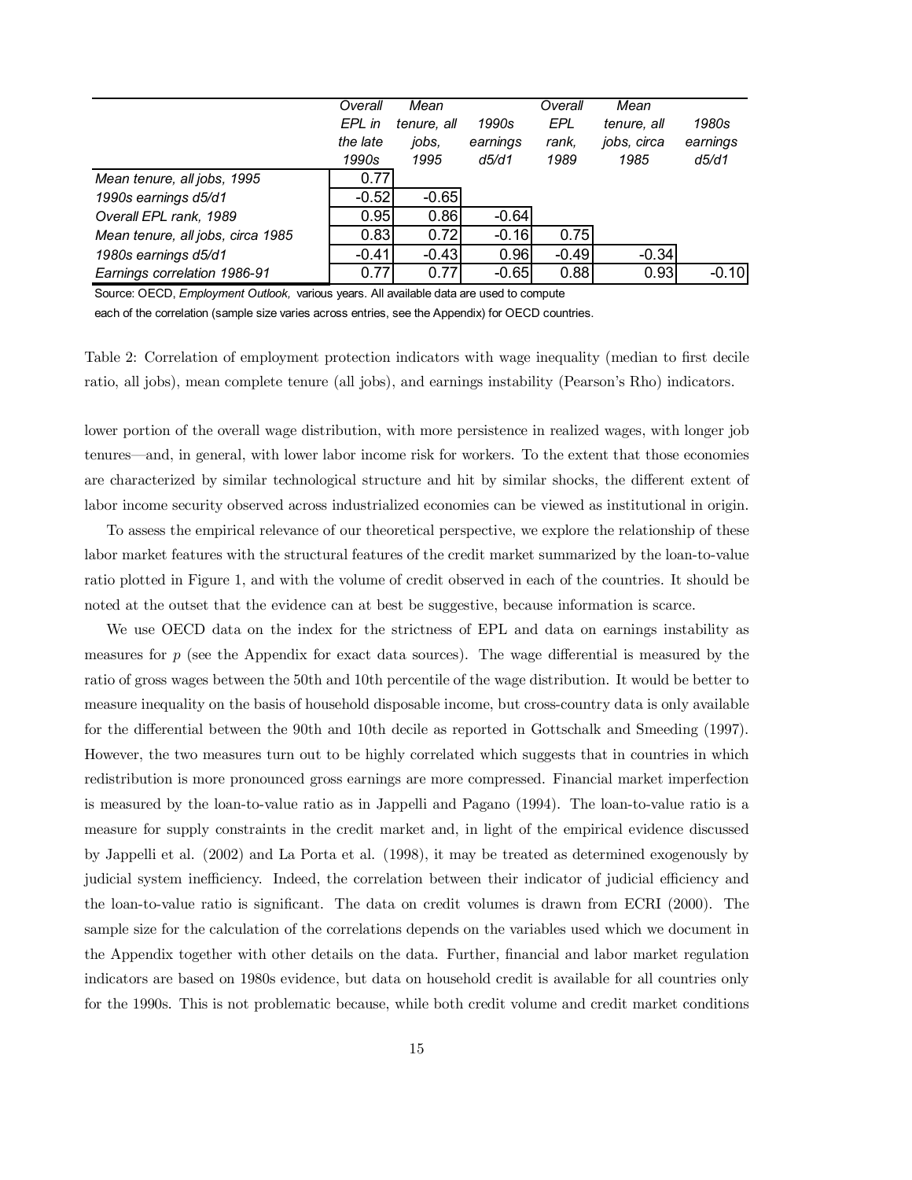| | Overall EPL in the late 1990s | Mean tenure, all jobs, 1995 | 1990s earnings d5/d1 | Overall EPL rank, 1989 | Mean tenure, all jobs, circa 1985 | 1980s earnings d5/d1 |
|---|---|---|---|---|---|---|
| *Mean tenure, all jobs, 1995* | 0.77 | | | | | |
| *1990s earnings d5/d1* | -0.52 | -0.65 | | | | |
| *Overall EPL rank, 1989* | 0.95 | 0.86 | -0.64 | | | |
| *Mean tenure, all jobs, circa 1985* | 0.83 | 0.72 | -0.16 | 0.75 | | |
| *1980s earnings d5/d1* | -0.41 | -0.43 | 0.96 | -0.49 | -0.34 | |
| *Earnings correlation 1986-91* | 0.77 | 0.77 | -0.65 | 0.88 | 0.93 | -0.10 |

Source: OECD, *Employment Outlook,* various years. All available data are used to compute each of the correlation (sample size varies across entries, see the Appendix) for OECD countries.

Table 2: Correlation of employment protection indicators with wage inequality (median to first decile ratio, all jobs), mean complete tenure (all jobs), and earnings instability (Pearson's Rho) indicators.

lower portion of the overall wage distribution, with more persistence in realized wages, with longer job tenures—and, in general, with lower labor income risk for workers. To the extent that those economies are characterized by similar technological structure and hit by similar shocks, the different extent of labor income security observed across industrialized economies can be viewed as institutional in origin.

To assess the empirical relevance of our theoretical perspective, we explore the relationship of these labor market features with the structural features of the credit market summarized by the loan-to-value ratio plotted in Figure 1, and with the volume of credit observed in each of the countries. It should be noted at the outset that the evidence can at best be suggestive, because information is scarce.

We use OECD data on the index for the strictness of EPL and data on earnings instability as measures for $p$ (see the Appendix for exact data sources). The wage differential is measured by the ratio of gross wages between the 50th and 10th percentile of the wage distribution. It would be better to measure inequality on the basis of household disposable income, but cross-country data is only available for the differential between the 90th and 10th decile as reported in Gottschalk and Smeeding (1997). However, the two measures turn out to be highly correlated which suggests that in countries in which redistribution is more pronounced gross earnings are more compressed. Financial market imperfection is measured by the loan-to-value ratio as in Jappelli and Pagano (1994). The loan-to-value ratio is a measure for supply constraints in the credit market and, in light of the empirical evidence discussed by Jappelli et al. (2002) and La Porta et al. (1998), it may be treated as determined exogenously by judicial system inefficiency. Indeed, the correlation between their indicator of judicial efficiency and the loan-to-value ratio is significant. The data on credit volumes is drawn from ECRI (2000). The sample size for the calculation of the correlations depends on the variables used which we document in the Appendix together with other details on the data. Further, financial and labor market regulation indicators are based on 1980s evidence, but data on household credit is available for all countries only for the 1990s. This is not problematic because, while both credit volume and credit market conditions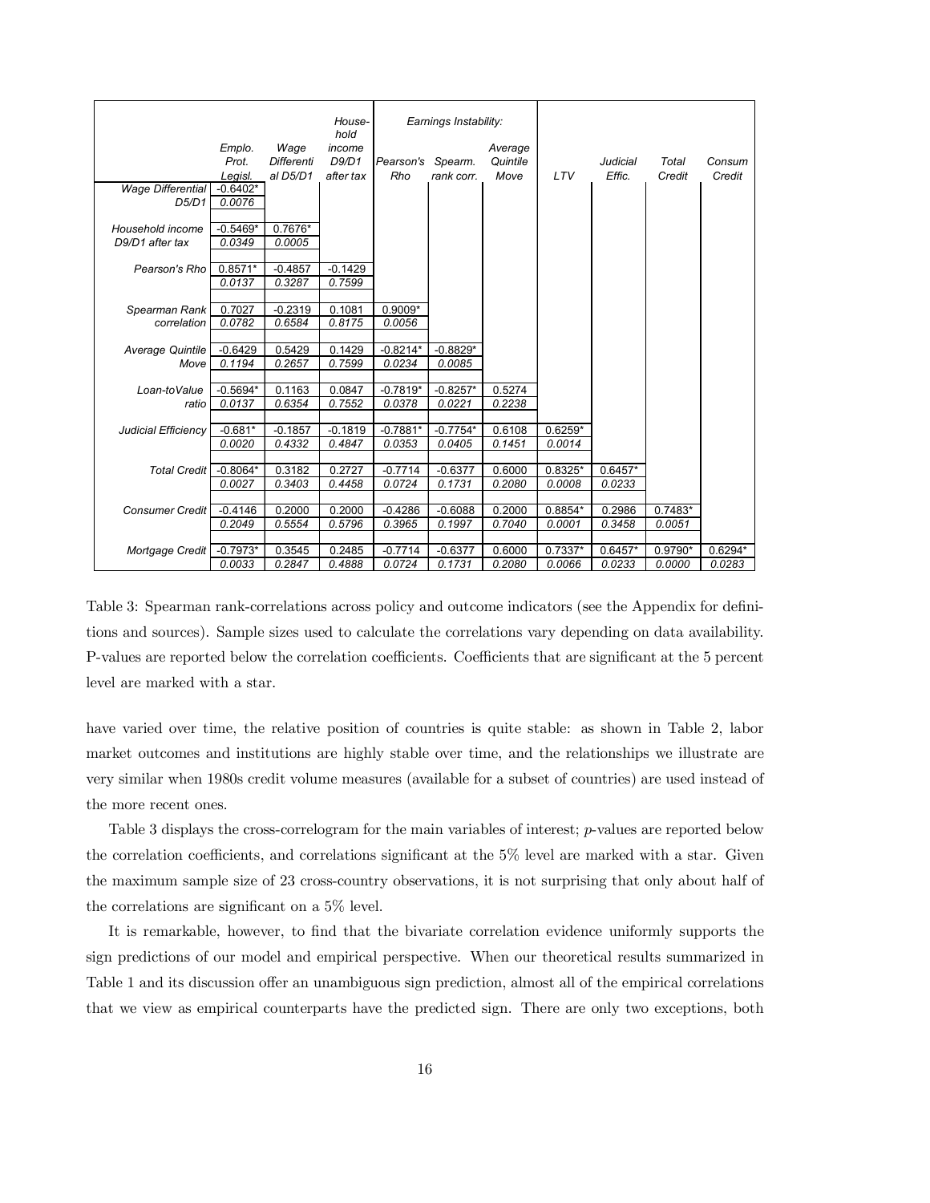| | Emplo. Prot. Legisl. | Wage Differential D5/D1 | Household income D9/D1 after tax | Earnings Instability: Pearson's Rho | Spearm. rank corr. | Average Quintile Move | LTV | Judicial Effic. | Total Credit | Consum Credit |
|---|---|---|---|---|---|---|---|---|---|---|
| Wage Differential D5/D1 | -0.6402* | | | | | | | | | |
| | 0.0076 | | | | | | | | | |
| Household income D9/D1 after tax | -0.5469* | 0.7676* | | | | | | | | |
| | 0.0349 | 0.0005 | | | | | | | | |
| Pearson's Rho | 0.8571* | -0.4857 | -0.1429 | | | | | | | |
| | 0.0137 | 0.3287 | 0.7599 | | | | | | | |
| Spearman Rank correlation | 0.7027 | -0.2319 | 0.1081 | 0.9009* | | | | | | |
| | 0.0782 | 0.6584 | 0.8175 | 0.0056 | | | | | | |
| Average Quintile Move | -0.6429 | 0.5429 | 0.1429 | -0.8214* | -0.8829* | | | | | |
| | 0.1194 | 0.2657 | 0.7599 | 0.0234 | 0.0085 | | | | | |
| Loan-toValue ratio | -0.5694* | 0.1163 | 0.0847 | -0.7819* | -0.8257* | 0.5274 | | | | |
| | 0.0137 | 0.6354 | 0.7552 | 0.0378 | 0.0221 | 0.2238 | | | | |
| Judicial Efficiency | -0.681* | -0.1857 | -0.1819 | -0.7881* | -0.7754* | 0.6108 | 0.6259* | | | |
| | 0.0020 | 0.4332 | 0.4847 | 0.0353 | 0.0405 | 0.1451 | 0.0014 | | | |
| Total Credit | -0.8064* | 0.3182 | 0.2727 | -0.7714 | -0.6377 | 0.6000 | 0.8325* | 0.6457* | | |
| | 0.0027 | 0.3403 | 0.4458 | 0.0724 | 0.1731 | 0.2080 | 0.0008 | 0.0233 | | |
| Consumer Credit | -0.4146 | 0.2000 | 0.2000 | -0.4286 | -0.6088 | 0.2000 | 0.8854* | 0.2986 | 0.7483* | |
| | 0.2049 | 0.5554 | 0.5796 | 0.3965 | 0.1997 | 0.7040 | 0.0001 | 0.3458 | 0.0051 | |
| Mortgage Credit | -0.7973* | 0.3545 | 0.2485 | -0.7714 | -0.6377 | 0.6000 | 0.7337* | 0.6457* | 0.9790* | 0.6294* |
| | 0.0033 | 0.2847 | 0.4888 | 0.0724 | 0.1731 | 0.2080 | 0.0066 | 0.0233 | 0.0000 | 0.0283 |

Table 3: Spearman rank-correlations across policy and outcome indicators (see the Appendix for definitions and sources). Sample sizes used to calculate the correlations vary depending on data availability. P-values are reported below the correlation coefficients. Coefficients that are significant at the 5 percent level are marked with a star.

have varied over time, the relative position of countries is quite stable: as shown in Table 2, labor market outcomes and institutions are highly stable over time, and the relationships we illustrate are very similar when 1980s credit volume measures (available for a subset of countries) are used instead of the more recent ones.

Table 3 displays the cross-correlogram for the main variables of interest; $p$-values are reported below the correlation coefficients, and correlations significant at the 5% level are marked with a star. Given the maximum sample size of 23 cross-country observations, it is not surprising that only about half of the correlations are significant on a 5% level.

It is remarkable, however, to find that the bivariate correlation evidence uniformly supports the sign predictions of our model and empirical perspective. When our theoretical results summarized in Table 1 and its discussion offer an unambiguous sign prediction, almost all of the empirical correlations that we view as empirical counterparts have the predicted sign. There are only two exceptions, both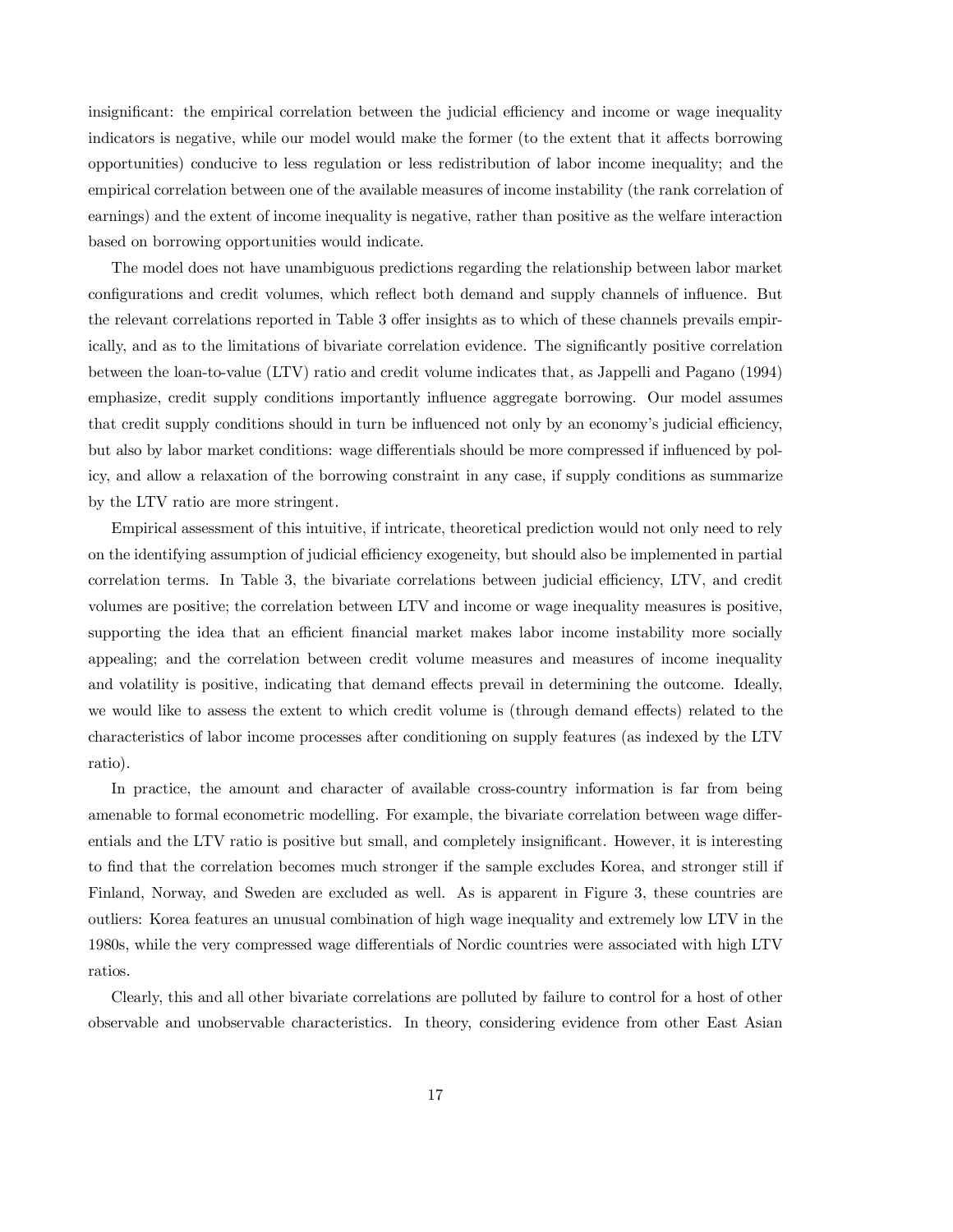insignificant: the empirical correlation between the judicial efficiency and income or wage inequality indicators is negative, while our model would make the former (to the extent that it affects borrowing opportunities) conducive to less regulation or less redistribution of labor income inequality; and the empirical correlation between one of the available measures of income instability (the rank correlation of earnings) and the extent of income inequality is negative, rather than positive as the welfare interaction based on borrowing opportunities would indicate.

The model does not have unambiguous predictions regarding the relationship between labor market configurations and credit volumes, which reflect both demand and supply channels of influence. But the relevant correlations reported in Table 3 offer insights as to which of these channels prevails empirically, and as to the limitations of bivariate correlation evidence. The significantly positive correlation between the loan-to-value (LTV) ratio and credit volume indicates that, as Jappelli and Pagano (1994) emphasize, credit supply conditions importantly influence aggregate borrowing. Our model assumes that credit supply conditions should in turn be influenced not only by an economy's judicial efficiency, but also by labor market conditions: wage differentials should be more compressed if influenced by policy, and allow a relaxation of the borrowing constraint in any case, if supply conditions as summarize by the LTV ratio are more stringent.

Empirical assessment of this intuitive, if intricate, theoretical prediction would not only need to rely on the identifying assumption of judicial efficiency exogeneity, but should also be implemented in partial correlation terms. In Table 3, the bivariate correlations between judicial efficiency, LTV, and credit volumes are positive; the correlation between LTV and income or wage inequality measures is positive, supporting the idea that an efficient financial market makes labor income instability more socially appealing; and the correlation between credit volume measures and measures of income inequality and volatility is positive, indicating that demand effects prevail in determining the outcome. Ideally, we would like to assess the extent to which credit volume is (through demand effects) related to the characteristics of labor income processes after conditioning on supply features (as indexed by the LTV ratio).

In practice, the amount and character of available cross-country information is far from being amenable to formal econometric modelling. For example, the bivariate correlation between wage differentials and the LTV ratio is positive but small, and completely insignificant. However, it is interesting to find that the correlation becomes much stronger if the sample excludes Korea, and stronger still if Finland, Norway, and Sweden are excluded as well. As is apparent in Figure 3, these countries are outliers: Korea features an unusual combination of high wage inequality and extremely low LTV in the 1980s, while the very compressed wage differentials of Nordic countries were associated with high LTV ratios.

Clearly, this and all other bivariate correlations are polluted by failure to control for a host of other observable and unobservable characteristics. In theory, considering evidence from other East Asian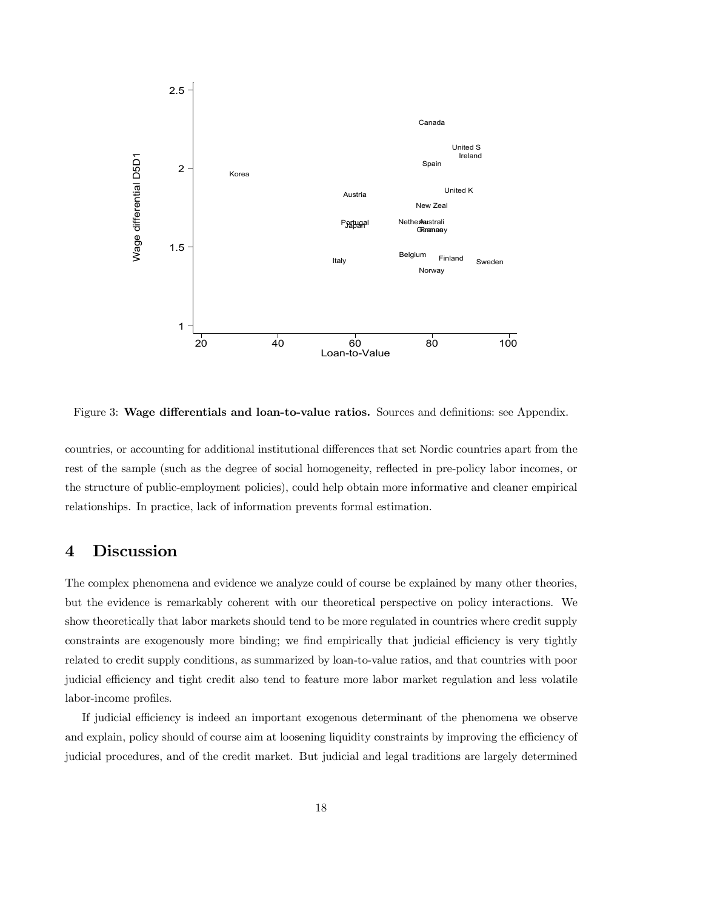Figure 3: **Wage differentials and loan-to-value ratios.** Sources and definitions: see Appendix.

countries, or accounting for additional institutional differences that set Nordic countries apart from the rest of the sample (such as the degree of social homogeneity, reflected in pre-policy labor incomes, or the structure of public-employment policies), could help obtain more informative and cleaner empirical relationships. In practice, lack of information prevents formal estimation.

## 4 Discussion

The complex phenomena and evidence we analyze could of course be explained by many other theories, but the evidence is remarkably coherent with our theoretical perspective on policy interactions. We show theoretically that labor markets should tend to be more regulated in countries where credit supply constraints are exogenously more binding; we find empirically that judicial efficiency is very tightly related to credit supply conditions, as summarized by loan-to-value ratios, and that countries with poor judicial efficiency and tight credit also tend to feature more labor market regulation and less volatile labor-income profiles.

If judicial efficiency is indeed an important exogenous determinant of the phenomena we observe and explain, policy should of course aim at loosening liquidity constraints by improving the efficiency of judicial procedures, and of the credit market. But judicial and legal traditions are largely determined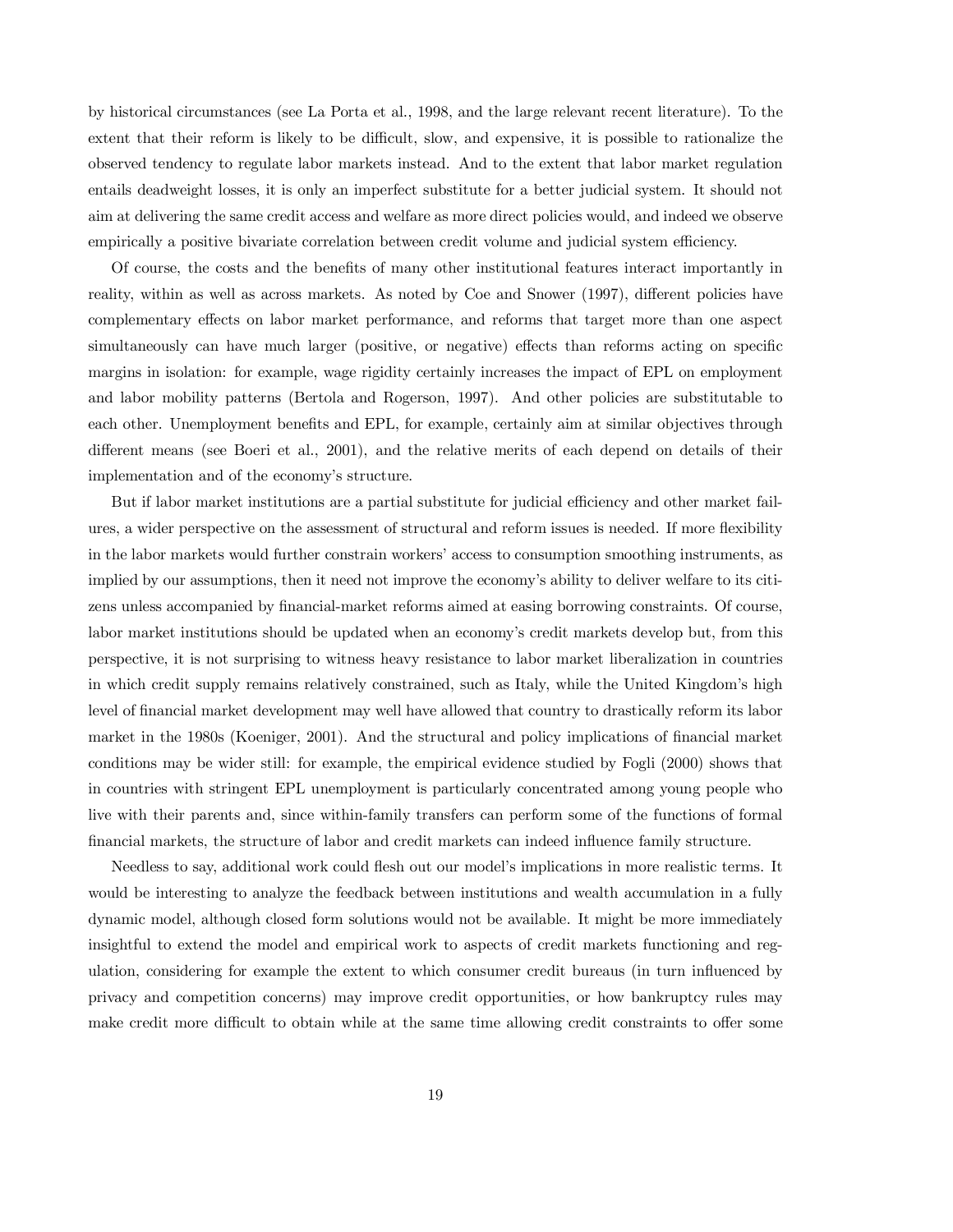by historical circumstances (see La Porta et al., 1998, and the large relevant recent literature). To the extent that their reform is likely to be difficult, slow, and expensive, it is possible to rationalize the observed tendency to regulate labor markets instead. And to the extent that labor market regulation entails deadweight losses, it is only an imperfect substitute for a better judicial system. It should not aim at delivering the same credit access and welfare as more direct policies would, and indeed we observe empirically a positive bivariate correlation between credit volume and judicial system efficiency.

Of course, the costs and the benefits of many other institutional features interact importantly in reality, within as well as across markets. As noted by Coe and Snower (1997), different policies have complementary effects on labor market performance, and reforms that target more than one aspect simultaneously can have much larger (positive, or negative) effects than reforms acting on specific margins in isolation: for example, wage rigidity certainly increases the impact of EPL on employment and labor mobility patterns (Bertola and Rogerson, 1997). And other policies are substitutable to each other. Unemployment benefits and EPL, for example, certainly aim at similar objectives through different means (see Boeri et al., 2001), and the relative merits of each depend on details of their implementation and of the economy's structure.

But if labor market institutions are a partial substitute for judicial efficiency and other market failures, a wider perspective on the assessment of structural and reform issues is needed. If more flexibility in the labor markets would further constrain workers' access to consumption smoothing instruments, as implied by our assumptions, then it need not improve the economy's ability to deliver welfare to its citizens unless accompanied by financial-market reforms aimed at easing borrowing constraints. Of course, labor market institutions should be updated when an economy's credit markets develop but, from this perspective, it is not surprising to witness heavy resistance to labor market liberalization in countries in which credit supply remains relatively constrained, such as Italy, while the United Kingdom's high level of financial market development may well have allowed that country to drastically reform its labor market in the 1980s (Koeniger, 2001). And the structural and policy implications of financial market conditions may be wider still: for example, the empirical evidence studied by Fogli (2000) shows that in countries with stringent EPL unemployment is particularly concentrated among young people who live with their parents and, since within-family transfers can perform some of the functions of formal financial markets, the structure of labor and credit markets can indeed influence family structure.

Needless to say, additional work could flesh out our model's implications in more realistic terms. It would be interesting to analyze the feedback between institutions and wealth accumulation in a fully dynamic model, although closed form solutions would not be available. It might be more immediately insightful to extend the model and empirical work to aspects of credit markets functioning and regulation, considering for example the extent to which consumer credit bureaus (in turn influenced by privacy and competition concerns) may improve credit opportunities, or how bankruptcy rules may make credit more difficult to obtain while at the same time allowing credit constraints to offer some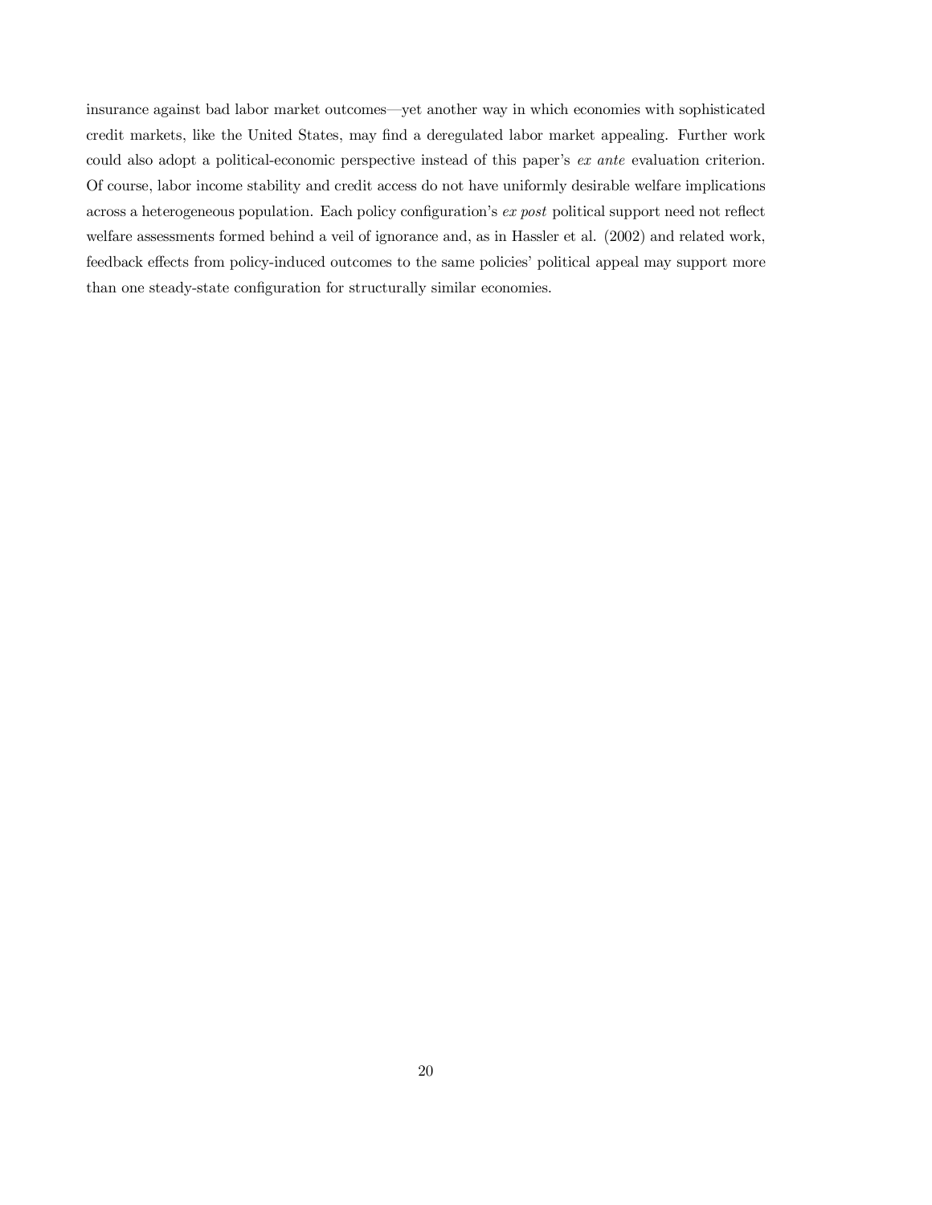insurance against bad labor market outcomes—yet another way in which economies with sophisticated credit markets, like the United States, may find a deregulated labor market appealing. Further work could also adopt a political-economic perspective instead of this paper's *ex ante* evaluation criterion. Of course, labor income stability and credit access do not have uniformly desirable welfare implications across a heterogeneous population. Each policy configuration's *ex post* political support need not reflect welfare assessments formed behind a veil of ignorance and, as in Hassler et al. (2002) and related work, feedback effects from policy-induced outcomes to the same policies' political appeal may support more than one steady-state configuration for structurally similar economies.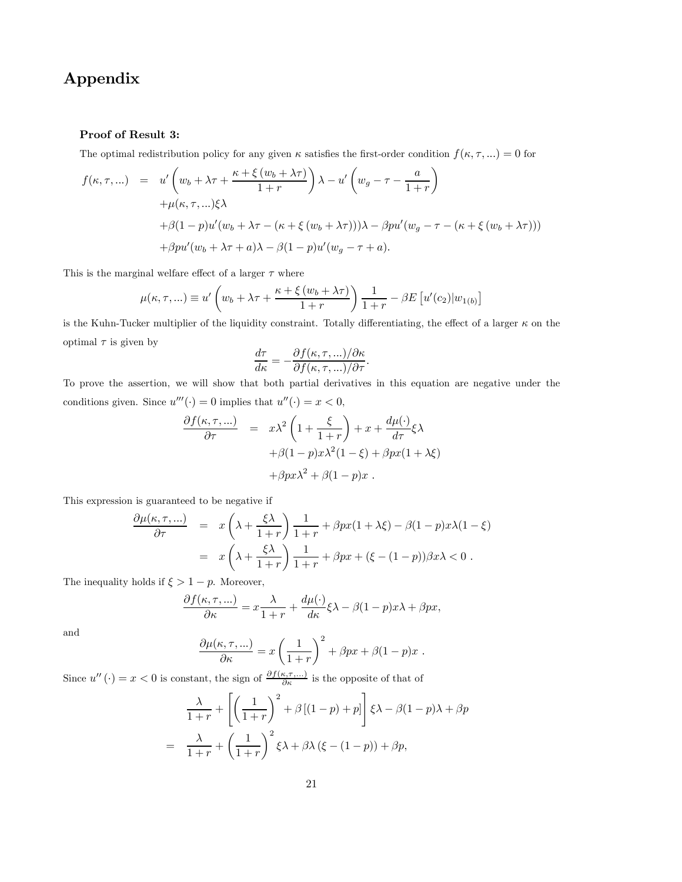# Appendix

**Proof of Result 3:**

The optimal redistribution policy for any given $\kappa$ satisfies the first-order condition $f(\kappa, \tau, ...) = 0$ for

$$
\begin{aligned}
f(\kappa, \tau, ...) \quad = \quad & u'\left(w_b + \lambda\tau + \frac{\kappa + \xi\left(w_b + \lambda\tau\right)}{1+r}\right)\lambda - u'\left(w_g - \tau - \frac{a}{1+r}\right) \\
& + \mu(\kappa, \tau, ...)\xi\lambda \\
& + \beta(1-p)u'(w_b + \lambda\tau - (\kappa + \xi\left(w_b + \lambda\tau\right)))\lambda - \beta p u'(w_g - \tau - (\kappa + \xi\left(w_b + \lambda\tau\right))) \\
& + \beta p u'(w_b + \lambda\tau + a)\lambda - \beta(1-p)u'(w_g - \tau + a).
\end{aligned}
$$

This is the marginal welfare effect of a larger $\tau$ where

$$
\mu(\kappa, \tau, ...) \equiv u'\left(w_b + \lambda\tau + \frac{\kappa + \xi\left(w_b + \lambda\tau\right)}{1+r}\right)\frac{1}{1+r} - \beta E\left[u'(c_2)|w_{1(b)}\right]
$$

is the Kuhn-Tucker multiplier of the liquidity constraint. Totally differentiating, the effect of a larger $\kappa$ on the optimal $\tau$ is given by

$$
\frac{d\tau}{d\kappa} = -\frac{\partial f(\kappa, \tau, ...)/\partial\kappa}{\partial f(\kappa, \tau, ...)/\partial\tau}.
$$

To prove the assertion, we will show that both partial derivatives in this equation are negative under the conditions given. Since $u'''(\cdot) = 0$ implies that $u''(\cdot) = x < 0$,

$$
\begin{aligned}
\frac{\partial f(\kappa, \tau, ...)}{\partial\tau} \quad = \quad & x\lambda^2\left(1 + \frac{\xi}{1+r}\right) + x + \frac{d\mu(\cdot)}{d\tau}\xi\lambda \\
& + \beta(1-p)x\lambda^2(1-\xi) + \beta p x(1 + \lambda\xi) \\
& + \beta p x\lambda^2 + \beta(1-p)x\ .
\end{aligned}
$$

This expression is guaranteed to be negative if

$$
\begin{aligned}
\frac{\partial\mu(\kappa, \tau, ...)}{\partial\tau} \quad & = \quad x\left(\lambda + \frac{\xi\lambda}{1+r}\right)\frac{1}{1+r} + \beta p x(1 + \lambda\xi) - \beta(1-p)x\lambda(1-\xi) \\
& = \quad x\left(\lambda + \frac{\xi\lambda}{1+r}\right)\frac{1}{1+r} + \beta p x + (\xi - (1-p))\beta x\lambda < 0\ .
\end{aligned}
$$

The inequality holds if $\xi > 1 - p$. Moreover,

$$
\frac{\partial f(\kappa, \tau, ...)}{\partial\kappa} = x\frac{\lambda}{1+r} + \frac{d\mu(\cdot)}{d\kappa}\xi\lambda - \beta(1-p)x\lambda + \beta p x,
$$

and

$$
\frac{\partial\mu(\kappa, \tau, ...)}{\partial\kappa} = x\left(\frac{1}{1+r}\right)^2 + \beta p x + \beta(1-p)x\ .
$$

Since $u''(\cdot) = x < 0$ is constant, the sign of $\frac{\partial f(\kappa, \tau, ...)}{\partial\kappa}$ is the opposite of that of

$$
\begin{aligned}
& \frac{\lambda}{1+r} + \left[\left(\frac{1}{1+r}\right)^2 + \beta\left[(1-p) + p\right]\right]\xi\lambda - \beta(1-p)\lambda + \beta p \\
= \quad & \frac{\lambda}{1+r} + \left(\frac{1}{1+r}\right)^2\xi\lambda + \beta\lambda\left(\xi - (1-p)\right) + \beta p,
\end{aligned}
$$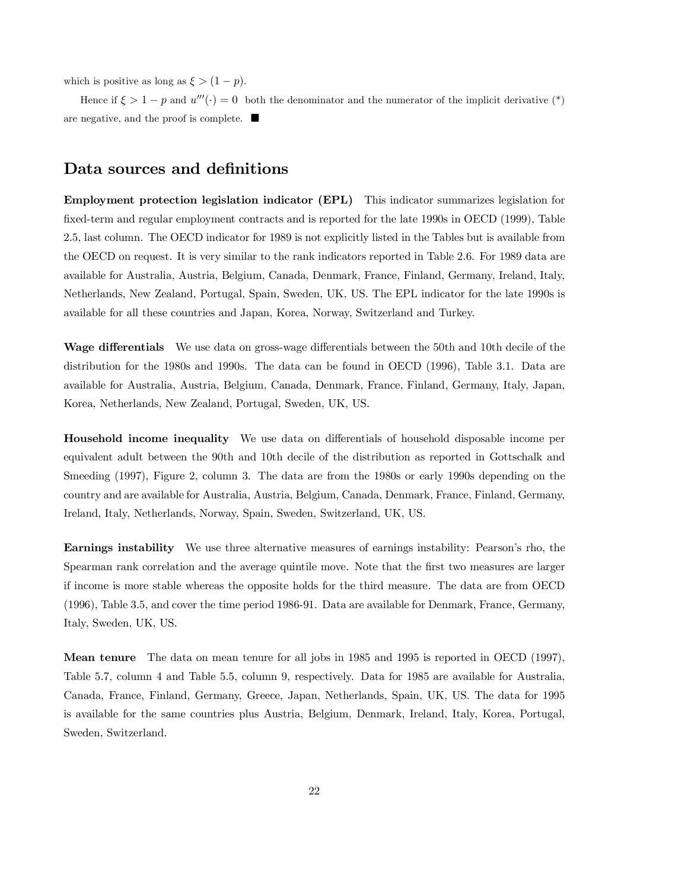which is positive as long as $\xi > (1 - p)$.

Hence if $\xi > 1 - p$ and $u'''(\cdot) = 0$ both the denominator and the numerator of the implicit derivative (*) are negative, and the proof is complete. ■

## Data sources and definitions

**Employment protection legislation indicator (EPL)** This indicator summarizes legislation for fixed-term and regular employment contracts and is reported for the late 1990s in OECD (1999), Table 2.5, last column. The OECD indicator for 1989 is not explicitly listed in the Tables but is available from the OECD on request. It is very similar to the rank indicators reported in Table 2.6. For 1989 data are available for Australia, Austria, Belgium, Canada, Denmark, France, Finland, Germany, Ireland, Italy, Netherlands, New Zealand, Portugal, Spain, Sweden, UK, US. The EPL indicator for the late 1990s is available for all these countries and Japan, Korea, Norway, Switzerland and Turkey.

**Wage differentials** We use data on gross-wage differentials between the 50th and 10th decile of the distribution for the 1980s and 1990s. The data can be found in OECD (1996), Table 3.1. Data are available for Australia, Austria, Belgium, Canada, Denmark, France, Finland, Germany, Italy, Japan, Korea, Netherlands, New Zealand, Portugal, Sweden, UK, US.

**Household income inequality** We use data on differentials of household disposable income per equivalent adult between the 90th and 10th decile of the distribution as reported in Gottschalk and Smeeding (1997), Figure 2, column 3. The data are from the 1980s or early 1990s depending on the country and are available for Australia, Austria, Belgium, Canada, Denmark, France, Finland, Germany, Ireland, Italy, Netherlands, Norway, Spain, Sweden, Switzerland, UK, US.

**Earnings instability** We use three alternative measures of earnings instability: Pearson's rho, the Spearman rank correlation and the average quintile move. Note that the first two measures are larger if income is more stable whereas the opposite holds for the third measure. The data are from OECD (1996), Table 3.5, and cover the time period 1986-91. Data are available for Denmark, France, Germany, Italy, Sweden, UK, US.

**Mean tenure** The data on mean tenure for all jobs in 1985 and 1995 is reported in OECD (1997), Table 5.7, column 4 and Table 5.5, column 9, respectively. Data for 1985 are available for Australia, Canada, France, Finland, Germany, Greece, Japan, Netherlands, Spain, UK, US. The data for 1995 is available for the same countries plus Austria, Belgium, Denmark, Ireland, Italy, Korea, Portugal, Sweden, Switzerland.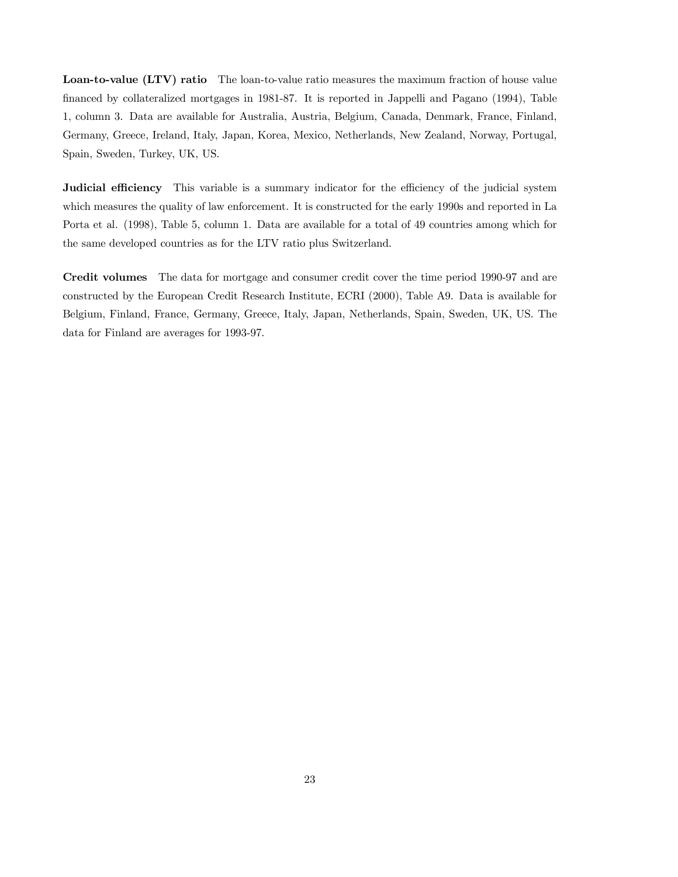**Loan-to-value (LTV) ratio** The loan-to-value ratio measures the maximum fraction of house value financed by collateralized mortgages in 1981-87. It is reported in Jappelli and Pagano (1994), Table 1, column 3. Data are available for Australia, Austria, Belgium, Canada, Denmark, France, Finland, Germany, Greece, Ireland, Italy, Japan, Korea, Mexico, Netherlands, New Zealand, Norway, Portugal, Spain, Sweden, Turkey, UK, US.

**Judicial efficiency** This variable is a summary indicator for the efficiency of the judicial system which measures the quality of law enforcement. It is constructed for the early 1990s and reported in La Porta et al. (1998), Table 5, column 1. Data are available for a total of 49 countries among which for the same developed countries as for the LTV ratio plus Switzerland.

**Credit volumes** The data for mortgage and consumer credit cover the time period 1990-97 and are constructed by the European Credit Research Institute, ECRI (2000), Table A9. Data is available for Belgium, Finland, France, Germany, Greece, Italy, Japan, Netherlands, Spain, Sweden, UK, US. The data for Finland are averages for 1993-97.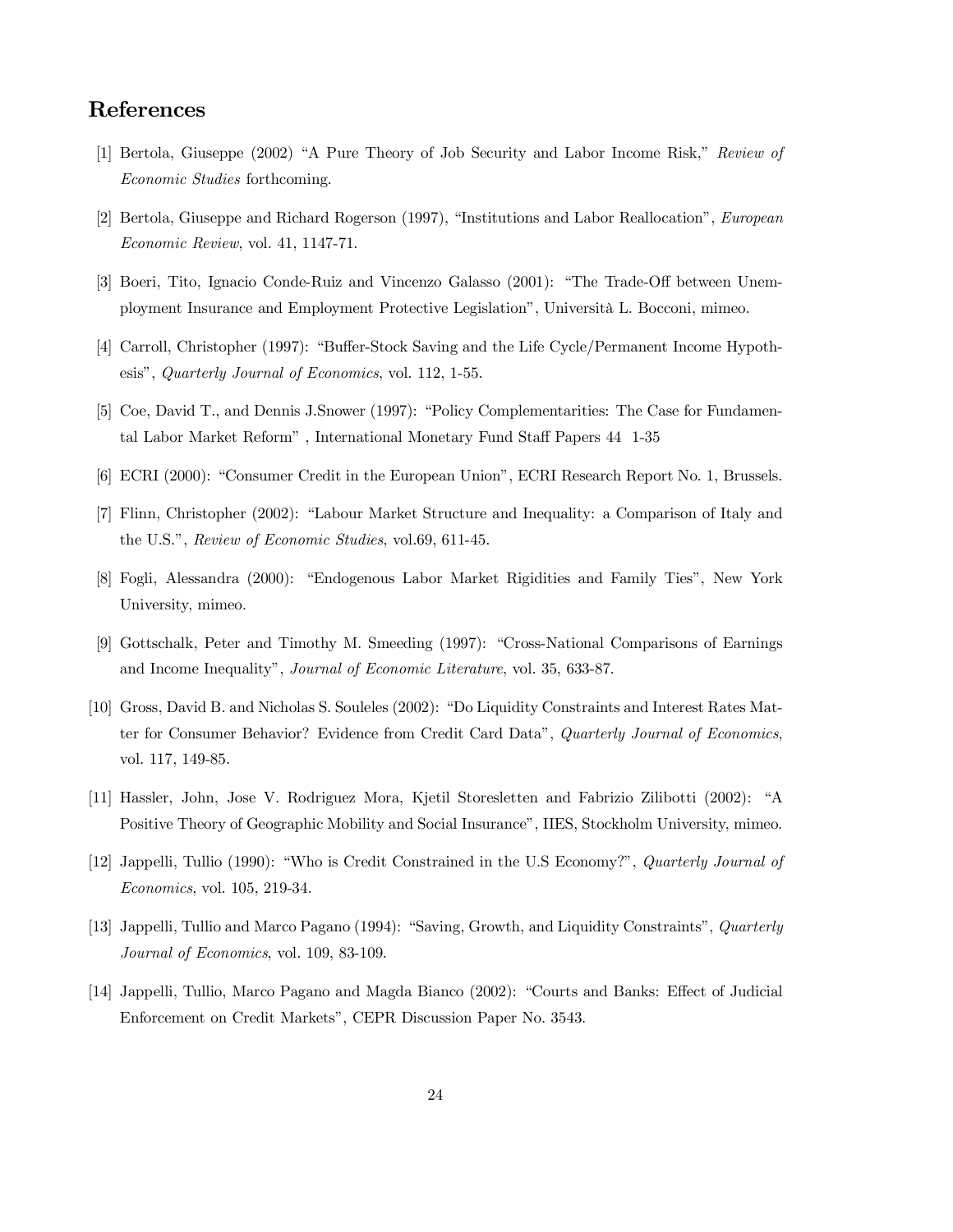## References

[1] Bertola, Giuseppe (2002) "A Pure Theory of Job Security and Labor Income Risk," *Review of Economic Studies* forthcoming.

[2] Bertola, Giuseppe and Richard Rogerson (1997), "Institutions and Labor Reallocation", *European Economic Review*, vol. 41, 1147-71.

[3] Boeri, Tito, Ignacio Conde-Ruiz and Vincenzo Galasso (2001): "The Trade-Off between Unemployment Insurance and Employment Protective Legislation", Università L. Bocconi, mimeo.

[4] Carroll, Christopher (1997): "Buffer-Stock Saving and the Life Cycle/Permanent Income Hypothesis", *Quarterly Journal of Economics*, vol. 112, 1-55.

[5] Coe, David T., and Dennis J.Snower (1997): "Policy Complementarities: The Case for Fundamental Labor Market Reform" , International Monetary Fund Staff Papers 44 1-35

[6] ECRI (2000): "Consumer Credit in the European Union", ECRI Research Report No. 1, Brussels.

[7] Flinn, Christopher (2002): "Labour Market Structure and Inequality: a Comparison of Italy and the U.S.", *Review of Economic Studies*, vol.69, 611-45.

[8] Fogli, Alessandra (2000): "Endogenous Labor Market Rigidities and Family Ties", New York University, mimeo.

[9] Gottschalk, Peter and Timothy M. Smeeding (1997): "Cross-National Comparisons of Earnings and Income Inequality", *Journal of Economic Literature*, vol. 35, 633-87.

[10] Gross, David B. and Nicholas S. Souleles (2002): "Do Liquidity Constraints and Interest Rates Matter for Consumer Behavior? Evidence from Credit Card Data", *Quarterly Journal of Economics*, vol. 117, 149-85.

[11] Hassler, John, Jose V. Rodriguez Mora, Kjetil Storesletten and Fabrizio Zilibotti (2002): "A Positive Theory of Geographic Mobility and Social Insurance", IIES, Stockholm University, mimeo.

[12] Jappelli, Tullio (1990): "Who is Credit Constrained in the U.S Economy?", *Quarterly Journal of Economics*, vol. 105, 219-34.

[13] Jappelli, Tullio and Marco Pagano (1994): "Saving, Growth, and Liquidity Constraints", *Quarterly Journal of Economics*, vol. 109, 83-109.

[14] Jappelli, Tullio, Marco Pagano and Magda Bianco (2002): "Courts and Banks: Effect of Judicial Enforcement on Credit Markets", CEPR Discussion Paper No. 3543.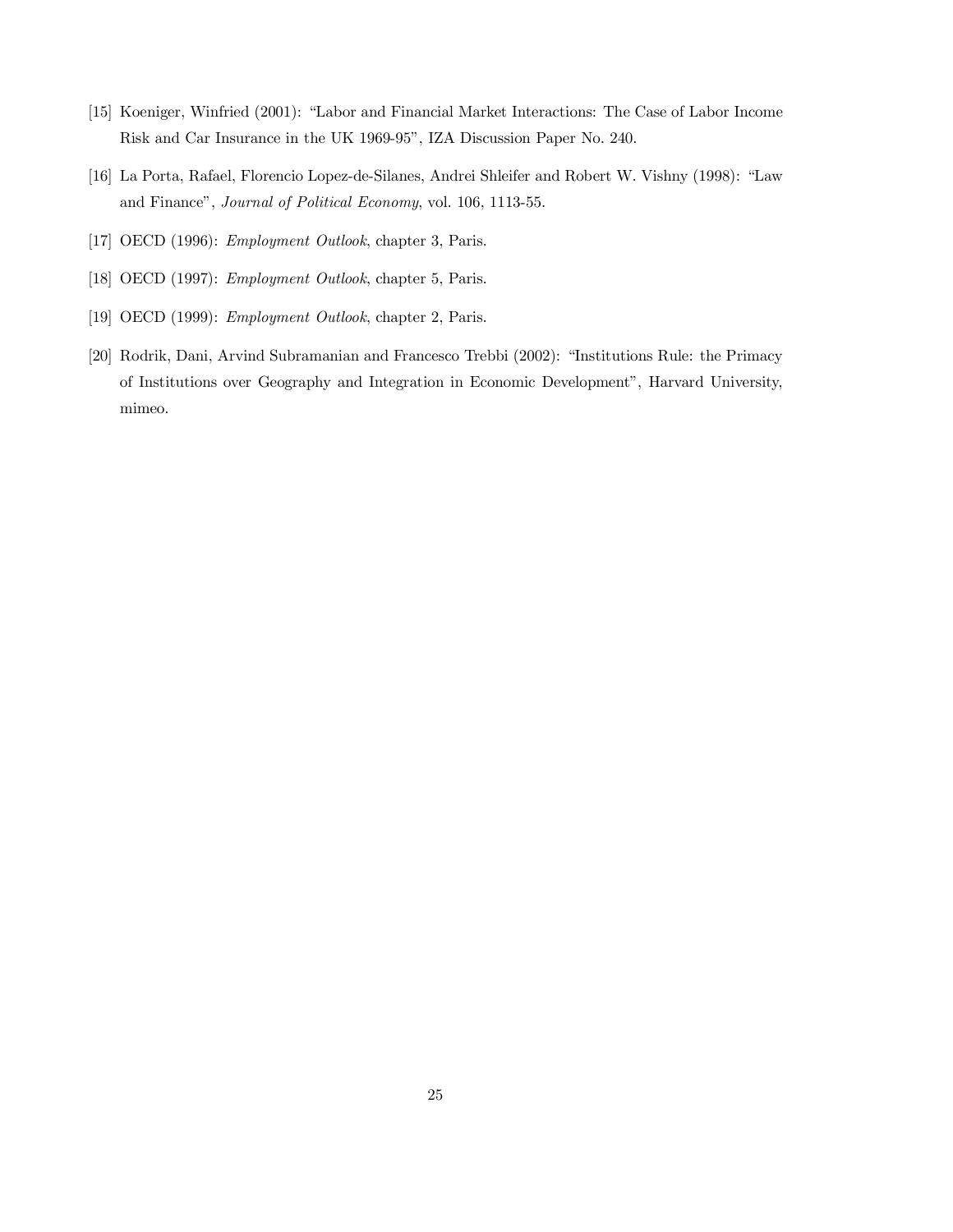[15] Koeniger, Winfried (2001): "Labor and Financial Market Interactions: The Case of Labor Income Risk and Car Insurance in the UK 1969-95", IZA Discussion Paper No. 240.

[16] La Porta, Rafael, Florencio Lopez-de-Silanes, Andrei Shleifer and Robert W. Vishny (1998): "Law and Finance", *Journal of Political Economy*, vol. 106, 1113-55.

[17] OECD (1996): *Employment Outlook*, chapter 3, Paris.

[18] OECD (1997): *Employment Outlook*, chapter 5, Paris.

[19] OECD (1999): *Employment Outlook*, chapter 2, Paris.

[20] Rodrik, Dani, Arvind Subramanian and Francesco Trebbi (2002): "Institutions Rule: the Primacy of Institutions over Geography and Integration in Economic Development", Harvard University, mimeo.